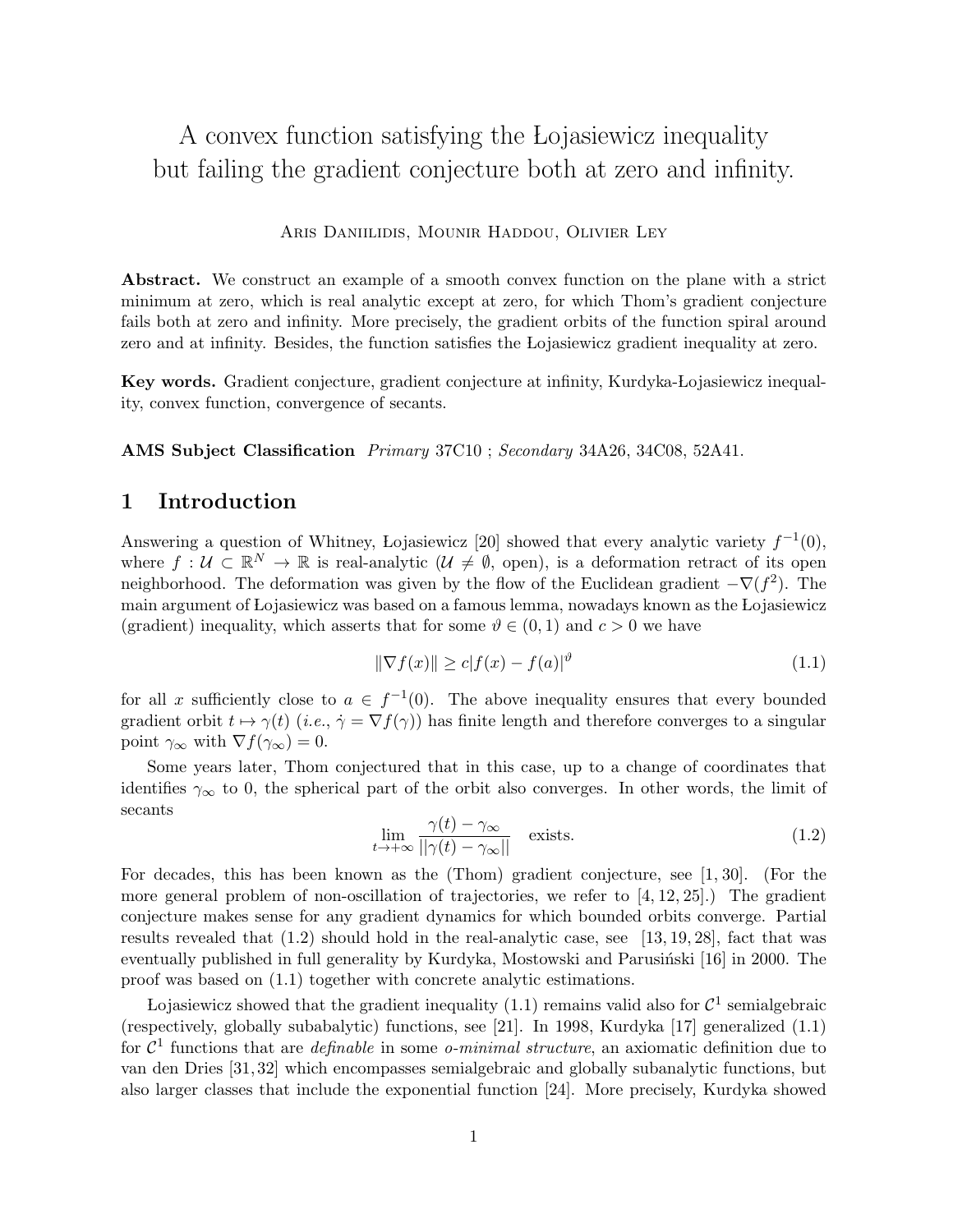# A convex function satisfying the Łojasiewicz inequality but failing the gradient conjecture both at zero and infinity.

Aris Daniilidis, Mounir Haddou, Olivier Ley

**Abstract.** We construct an example of a smooth convex function on the plane with a strict minimum at zero, which is real analytic except at zero, for which Thom's gradient conjecture fails both at zero and infinity. More precisely, the gradient orbits of the function spiral around zero and at infinity. Besides, the function satisfies the Łojasiewicz gradient inequality at zero.

**Key words.** Gradient conjecture, gradient conjecture at infinity, Kurdyka-Łojasiewicz inequality, convex function, convergence of secants.

**AMS Subject Classification** *Primary* 37C10 ; *Secondary* 34A26, 34C08, 52A41.

## 1 Introduction

Answering a question of Whitney, Łojasiewicz [20] showed that every analytic variety $f^{-1}(0)$, where $f : \mathcal{U} \subset \mathbb{R}^N \to \mathbb{R}$ is real-analytic ($\mathcal{U} \neq \emptyset$, open), is a deformation retract of its open neighborhood. The deformation was given by the flow of the Euclidean gradient $-\nabla(f^2)$. The main argument of Łojasiewicz was based on a famous lemma, nowadays known as the Łojasiewicz (gradient) inequality, which asserts that for some $\vartheta \in (0, 1)$ and $c > 0$ we have

$$\|\nabla f(x)\| \geq c|f(x) - f(a)|^{\vartheta} \tag{1.1}$$

for all $x$ sufficiently close to $a \in f^{-1}(0)$. The above inequality ensures that every bounded gradient orbit $t \mapsto \gamma(t)$ (*i.e.*, $\dot{\gamma} = \nabla f(\gamma)$) has finite length and therefore converges to a singular point $\gamma_{\infty}$ with $\nabla f(\gamma_{\infty}) = 0$.

Some years later, Thom conjectured that in this case, up to a change of coordinates that identifies $\gamma_{\infty}$ to 0, the spherical part of the orbit also converges. In other words, the limit of secants

$$\lim_{t \to +\infty} \frac{\gamma(t) - \gamma_{\infty}}{||\gamma(t) - \gamma_{\infty}||} \quad \text{exists.} \tag{1.2}$$

For decades, this has been known as the (Thom) gradient conjecture, see [1, 30]. (For the more general problem of non-oscillation of trajectories, we refer to [4, 12, 25].) The gradient conjecture makes sense for any gradient dynamics for which bounded orbits converge. Partial results revealed that (1.2) should hold in the real-analytic case, see [13, 19, 28], fact that was eventually published in full generality by Kurdyka, Mostowski and Parusiński [16] in 2000. The proof was based on (1.1) together with concrete analytic estimations.

Łojasiewicz showed that the gradient inequality (1.1) remains valid also for $\mathcal{C}^1$ semialgebraic (respectively, globally subabalytic) functions, see [21]. In 1998, Kurdyka [17] generalized (1.1) for $\mathcal{C}^1$ functions that are *definable* in some *o-minimal structure*, an axiomatic definition due to van den Dries [31, 32] which encompasses semialgebraic and globally subanalytic functions, but also larger classes that include the exponential function [24]. More precisely, Kurdyka showed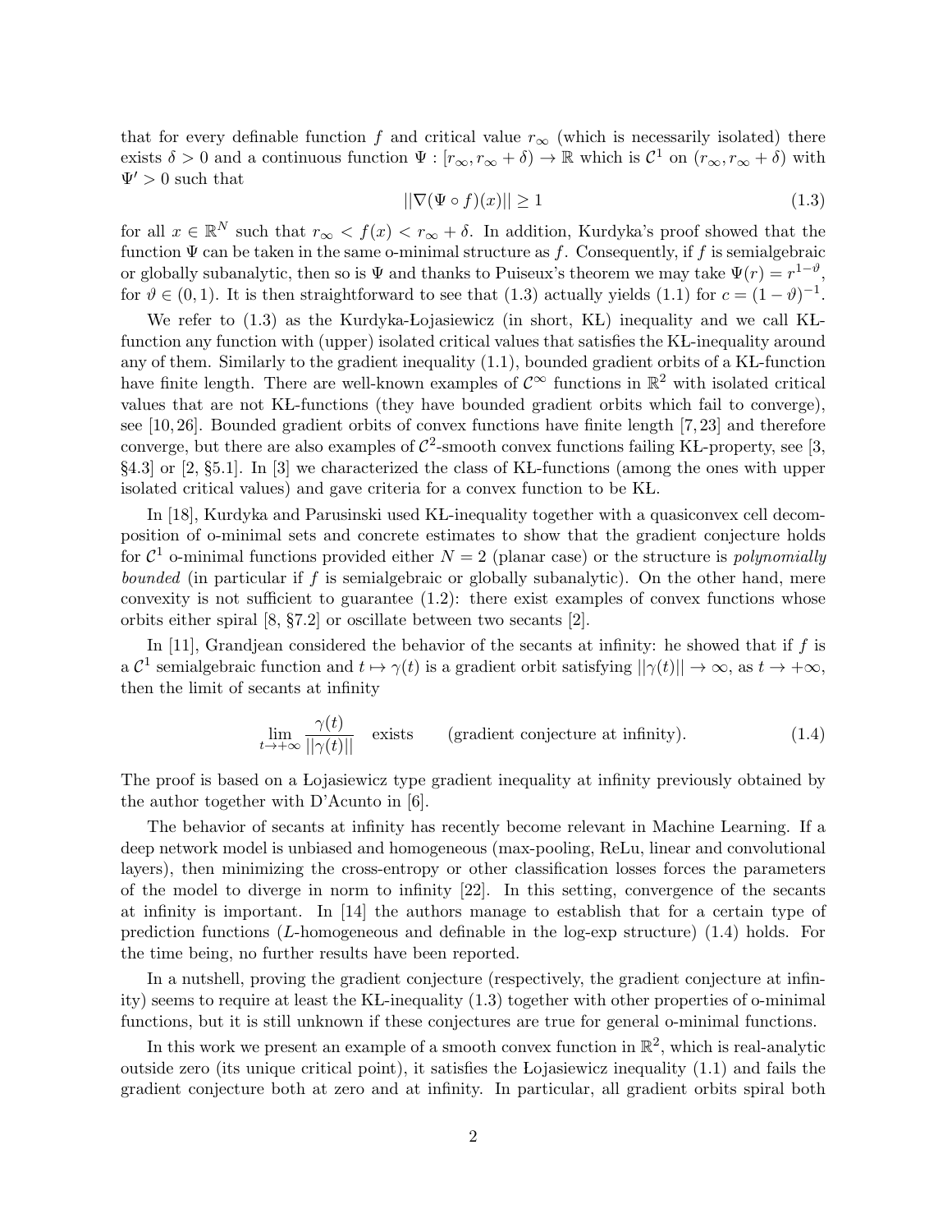that for every definable function $f$ and critical value $r_\infty$ (which is necessarily isolated) there exists $\delta > 0$ and a continuous function $\Psi : [r_\infty, r_\infty + \delta) \to \mathbb{R}$ which is $\mathcal{C}^1$ on $(r_\infty, r_\infty + \delta)$ with $\Psi' > 0$ such that

$$||\nabla(\Psi \circ f)(x)|| \geq 1 \tag{1.3}$$

for all $x \in \mathbb{R}^N$ such that $r_\infty < f(x) < r_\infty + \delta$. In addition, Kurdyka's proof showed that the function $\Psi$ can be taken in the same o-minimal structure as $f$. Consequently, if $f$ is semialgebraic or globally subanalytic, then so is $\Psi$ and thanks to Puiseux's theorem we may take $\Psi(r) = r^{1-\vartheta}$, for $\vartheta \in (0,1)$. It is then straightforward to see that (1.3) actually yields (1.1) for $c = (1-\vartheta)^{-1}$.

We refer to (1.3) as the Kurdyka-Łojasiewicz (in short, KŁ) inequality and we call KŁ-function any function with (upper) isolated critical values that satisfies the KŁ-inequality around any of them. Similarly to the gradient inequality (1.1), bounded gradient orbits of a KŁ-function have finite length. There are well-known examples of $\mathcal{C}^\infty$ functions in $\mathbb{R}^2$ with isolated critical values that are not KŁ-functions (they have bounded gradient orbits which fail to converge), see [10, 26]. Bounded gradient orbits of convex functions have finite length [7, 23] and therefore converge, but there are also examples of $\mathcal{C}^2$-smooth convex functions failing KŁ-property, see [3, §4.3] or [2, §5.1]. In [3] we characterized the class of KŁ-functions (among the ones with upper isolated critical values) and gave criteria for a convex function to be KŁ.

In [18], Kurdyka and Parusinski used KŁ-inequality together with a quasiconvex cell decomposition of o-minimal sets and concrete estimates to show that the gradient conjecture holds for $\mathcal{C}^1$ o-minimal functions provided either $N = 2$ (planar case) or the structure is *polynomially bounded* (in particular if $f$ is semialgebraic or globally subanalytic). On the other hand, mere convexity is not sufficient to guarantee (1.2): there exist examples of convex functions whose orbits either spiral [8, §7.2] or oscillate between two secants [2].

In [11], Grandjean considered the behavior of the secants at infinity: he showed that if $f$ is a $\mathcal{C}^1$ semialgebraic function and $t \mapsto \gamma(t)$ is a gradient orbit satisfying $||\gamma(t)|| \to \infty$, as $t \to +\infty$, then the limit of secants at infinity

$$\lim_{t \to +\infty} \frac{\gamma(t)}{||\gamma(t)||} \quad \text{exists} \qquad \text{(gradient conjecture at infinity)}. \tag{1.4}$$

The proof is based on a Łojasiewicz type gradient inequality at infinity previously obtained by the author together with D'Acunto in [6].

The behavior of secants at infinity has recently become relevant in Machine Learning. If a deep network model is unbiased and homogeneous (max-pooling, ReLu, linear and convolutional layers), then minimizing the cross-entropy or other classification losses forces the parameters of the model to diverge in norm to infinity [22]. In this setting, convergence of the secants at infinity is important. In [14] the authors manage to establish that for a certain type of prediction functions ($L$-homogeneous and definable in the log-exp structure) (1.4) holds. For the time being, no further results have been reported.

In a nutshell, proving the gradient conjecture (respectively, the gradient conjecture at infinity) seems to require at least the KŁ-inequality (1.3) together with other properties of o-minimal functions, but it is still unknown if these conjectures are true for general o-minimal functions.

In this work we present an example of a smooth convex function in $\mathbb{R}^2$, which is real-analytic outside zero (its unique critical point), it satisfies the Łojasiewicz inequality (1.1) and fails the gradient conjecture both at zero and at infinity. In particular, all gradient orbits spiral both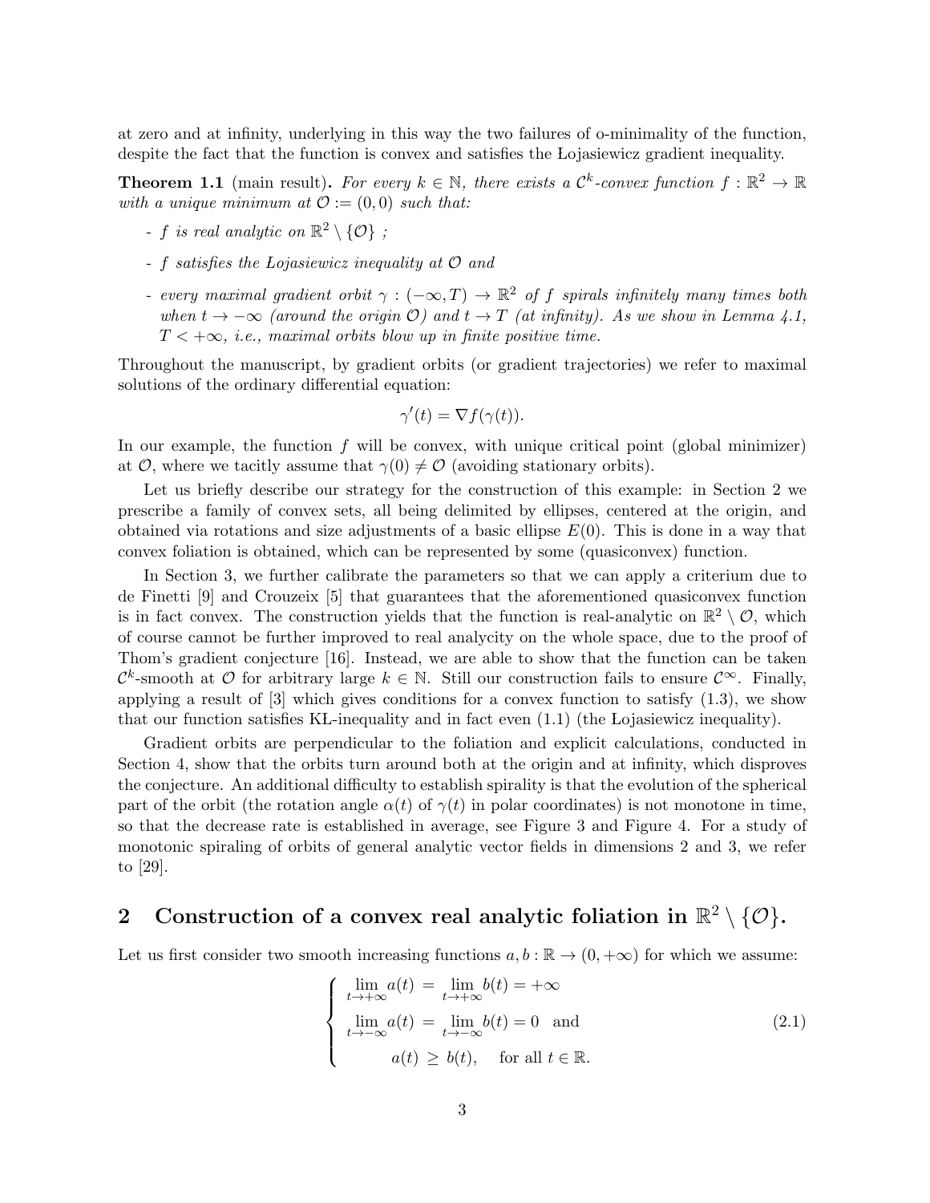at zero and at infinity, underlying in this way the two failures of o-minimality of the function, despite the fact that the function is convex and satisfies the Łojasiewicz gradient inequality.

**Theorem 1.1** (main result)**.** *For every $k \in \mathbb{N}$, there exists a $\mathcal{C}^k$-convex function $f : \mathbb{R}^2 \to \mathbb{R}$ with a unique minimum at $\mathcal{O} := (0, 0)$ such that:*

- *$f$ is real analytic on $\mathbb{R}^2 \setminus \{\mathcal{O}\}$ ;*
- *$f$ satisfies the Łojasiewicz inequality at $\mathcal{O}$ and*
- *every maximal gradient orbit $\gamma : (-\infty, T) \to \mathbb{R}^2$ of $f$ spirals infinitely many times both when $t \to -\infty$ (around the origin $\mathcal{O}$) and $t \to T$ (at infinity). As we show in Lemma 4.1, $T < +\infty$, i.e., maximal orbits blow up in finite positive time.*

Throughout the manuscript, by gradient orbits (or gradient trajectories) we refer to maximal solutions of the ordinary differential equation:

$$\gamma'(t) = \nabla f(\gamma(t)).$$

In our example, the function $f$ will be convex, with unique critical point (global minimizer) at $\mathcal{O}$, where we tacitly assume that $\gamma(0) \neq \mathcal{O}$ (avoiding stationary orbits).

Let us briefly describe our strategy for the construction of this example: in Section 2 we prescribe a family of convex sets, all being delimited by ellipses, centered at the origin, and obtained via rotations and size adjustments of a basic ellipse $E(0)$. This is done in a way that convex foliation is obtained, which can be represented by some (quasiconvex) function.

In Section 3, we further calibrate the parameters so that we can apply a criterium due to de Finetti [9] and Crouzeix [5] that guarantees that the aforementioned quasiconvex function is in fact convex. The construction yields that the function is real-analytic on $\mathbb{R}^2 \setminus \mathcal{O}$, which of course cannot be further improved to real analycity on the whole space, due to the proof of Thom's gradient conjecture [16]. Instead, we are able to show that the function can be taken $\mathcal{C}^k$-smooth at $\mathcal{O}$ for arbitrary large $k \in \mathbb{N}$. Still our construction fails to ensure $\mathcal{C}^\infty$. Finally, applying a result of [3] which gives conditions for a convex function to satisfy (1.3), we show that our function satisfies KŁ-inequality and in fact even (1.1) (the Łojasiewicz inequality).

Gradient orbits are perpendicular to the foliation and explicit calculations, conducted in Section 4, show that the orbits turn around both at the origin and at infinity, which disproves the conjecture. An additional difficulty to establish spirality is that the evolution of the spherical part of the orbit (the rotation angle $\alpha(t)$ of $\gamma(t)$ in polar coordinates) is not monotone in time, so that the decrease rate is established in average, see Figure 3 and Figure 4. For a study of monotonic spiraling of orbits of general analytic vector fields in dimensions 2 and 3, we refer to [29].

## 2 Construction of a convex real analytic foliation in $\mathbb{R}^2 \setminus \{\mathcal{O}\}$.

Let us first consider two smooth increasing functions $a, b : \mathbb{R} \to (0, +\infty)$ for which we assume:

$$\begin{cases} \lim\limits_{t \to +\infty} a(t) \;=\; \lim\limits_{t \to +\infty} b(t) = +\infty \\ \lim\limits_{t \to -\infty} a(t) \;=\; \lim\limits_{t \to -\infty} b(t) = 0 \quad \text{and} \\ \qquad a(t) \;\geq\; b(t), \quad \text{ for all } t \in \mathbb{R}. \end{cases} \tag{2.1}$$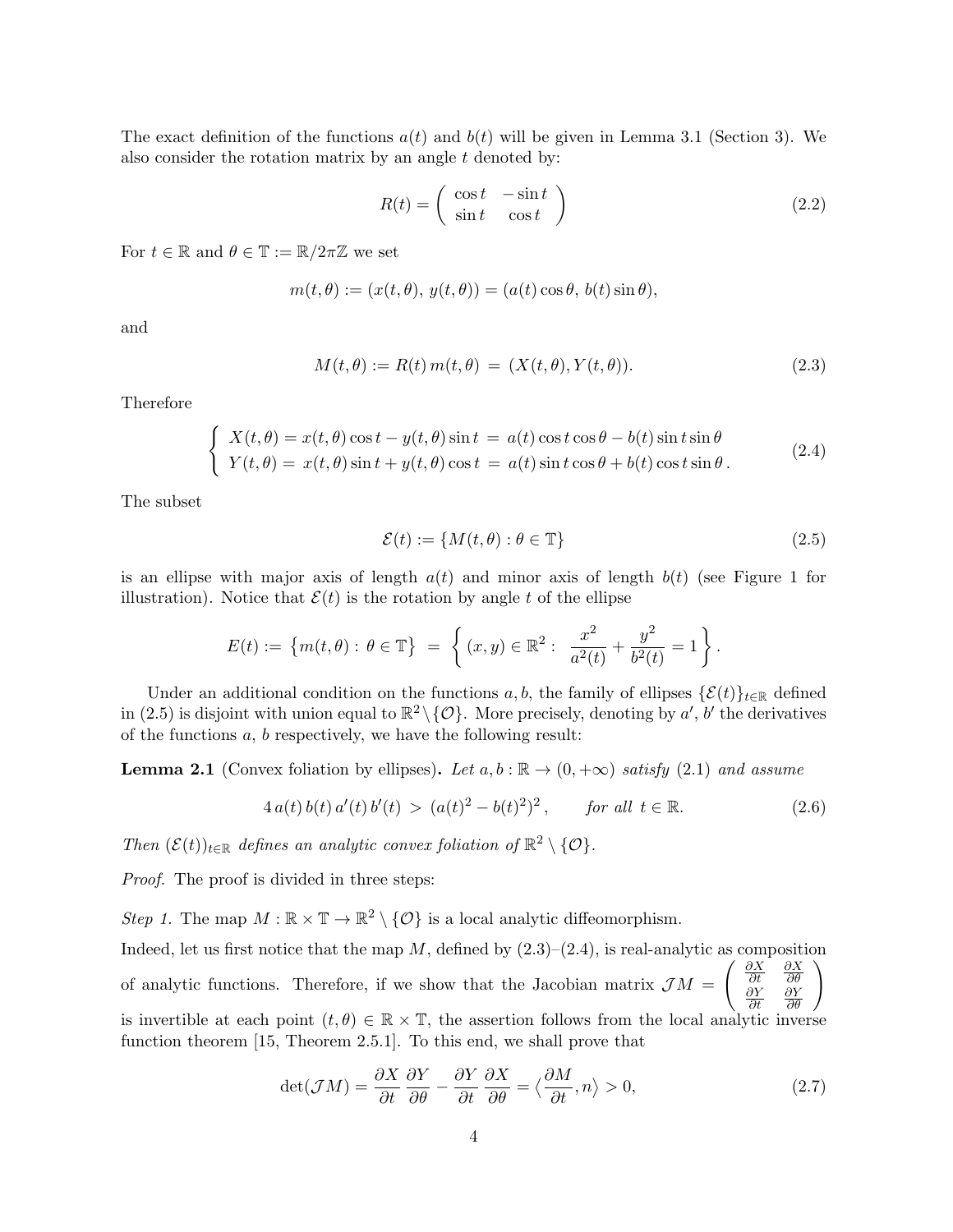The exact definition of the functions $a(t)$ and $b(t)$ will be given in Lemma 3.1 (Section 3). We also consider the rotation matrix by an angle $t$ denoted by:

$$
R(t) = \begin{pmatrix} \cos t & -\sin t \\ \sin t & \cos t \end{pmatrix} \tag{2.2}
$$

For $t \in \mathbb{R}$ and $\theta \in \mathbb{T} := \mathbb{R}/2\pi\mathbb{Z}$ we set

$$
m(t,\theta) := (x(t,\theta),\, y(t,\theta)) = (a(t)\cos\theta,\, b(t)\sin\theta),
$$

and

$$
M(t,\theta) := R(t)\, m(t,\theta) \;=\; (X(t,\theta), Y(t,\theta)). \tag{2.3}
$$

Therefore

$$
\begin{cases} X(t,\theta) = x(t,\theta)\cos t - y(t,\theta)\sin t \;=\; a(t)\cos t\cos\theta - b(t)\sin t\sin\theta \\ Y(t,\theta) = \;x(t,\theta)\sin t + y(t,\theta)\cos t \;=\; a(t)\sin t\cos\theta + b(t)\cos t\sin\theta\,. \end{cases} \tag{2.4}
$$

The subset

$$
\mathcal{E}(t) := \{M(t,\theta) : \theta \in \mathbb{T}\} \tag{2.5}
$$

is an ellipse with major axis of length $a(t)$ and minor axis of length $b(t)$ (see Figure 1 for illustration). Notice that $\mathcal{E}(t)$ is the rotation by angle $t$ of the ellipse

$$
E(t) := \big\{m(t,\theta) : \theta \in \mathbb{T}\big\} \;=\; \left\{ (x,y) \in \mathbb{R}^2 : \;\frac{x^2}{a^2(t)} + \frac{y^2}{b^2(t)} = 1 \right\}.
$$

Under an additional condition on the functions $a, b$, the family of ellipses $\{\mathcal{E}(t)\}_{t\in\mathbb{R}}$ defined in (2.5) is disjoint with union equal to $\mathbb{R}^2 \setminus \{\mathcal{O}\}$. More precisely, denoting by $a'$, $b'$ the derivatives of the functions $a$, $b$ respectively, we have the following result:

**Lemma 2.1** (Convex foliation by ellipses)**.** *Let $a, b : \mathbb{R} \to (0, +\infty)$ satisfy* (2.1) *and assume*

$$
4\, a(t)\, b(t)\, a'(t)\, b'(t) \;>\; (a(t)^2 - b(t)^2)^2\,, \qquad \textit{for all } t \in \mathbb{R}. \tag{2.6}
$$

*Then $(\mathcal{E}(t))_{t\in\mathbb{R}}$ defines an analytic convex foliation of $\mathbb{R}^2 \setminus \{\mathcal{O}\}$.*

*Proof.* The proof is divided in three steps:

*Step 1.* The map $M : \mathbb{R} \times \mathbb{T} \to \mathbb{R}^2 \setminus \{\mathcal{O}\}$ is a local analytic diffeomorphism.

Indeed, let us first notice that the map $M$, defined by (2.3)–(2.4), is real-analytic as composition of analytic functions. Therefore, if we show that the Jacobian matrix $\mathcal{J}M = \begin{pmatrix} \frac{\partial X}{\partial t} & \frac{\partial X}{\partial \theta} \\ \frac{\partial Y}{\partial t} & \frac{\partial Y}{\partial \theta} \end{pmatrix}$ is invertible at each point $(t,\theta) \in \mathbb{R} \times \mathbb{T}$, the assertion follows from the local analytic inverse function theorem [15, Theorem 2.5.1]. To this end, we shall prove that

$$
\det(\mathcal{J}M) = \frac{\partial X}{\partial t}\,\frac{\partial Y}{\partial \theta} - \frac{\partial Y}{\partial t}\,\frac{\partial X}{\partial \theta} = \big\langle \frac{\partial M}{\partial t}, n \big\rangle > 0, \tag{2.7}
$$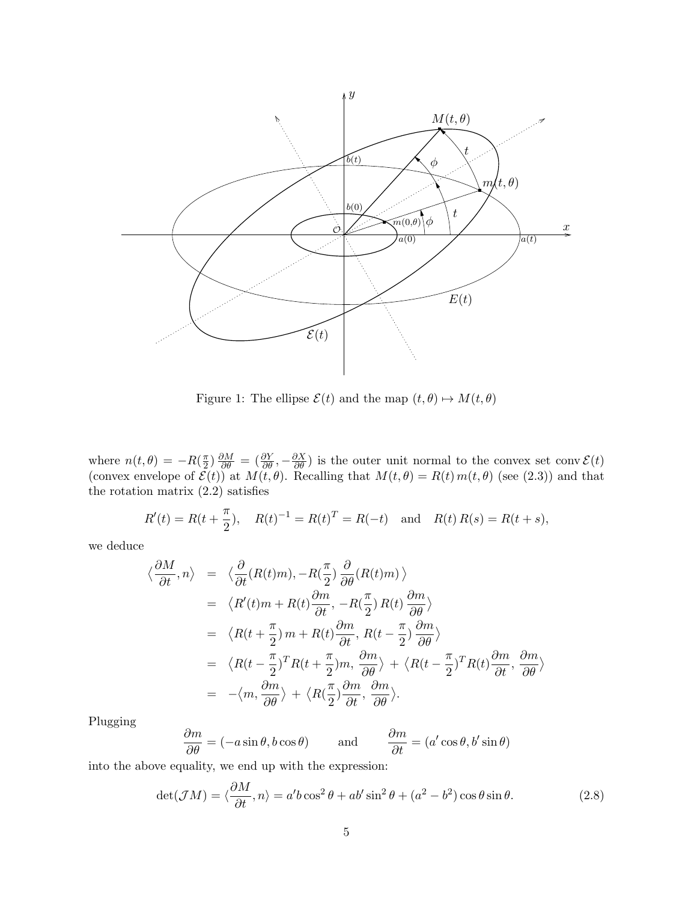Figure 1: The ellipse $\mathcal{E}(t)$ and the map $(t,\theta) \mapsto M(t,\theta)$

where $n(t,\theta) = -R(\frac{\pi}{2})\,\frac{\partial M}{\partial \theta} = (\frac{\partial Y}{\partial \theta}, -\frac{\partial X}{\partial \theta})$ is the outer unit normal to the convex set $\operatorname{conv}\mathcal{E}(t)$ (convex envelope of $\mathcal{E}(t)$) at $M(t,\theta)$. Recalling that $M(t,\theta) = R(t)\,m(t,\theta)$ (see (2.3)) and that the rotation matrix (2.2) satisfies

$$R'(t) = R(t+\frac{\pi}{2}), \quad R(t)^{-1} = R(t)^T = R(-t) \quad \text{and} \quad R(t)\,R(s) = R(t+s),$$

we deduce

$$\begin{aligned}
\big\langle \frac{\partial M}{\partial t}, n \big\rangle &= \big\langle \frac{\partial}{\partial t}(R(t)m), -R(\frac{\pi}{2})\,\frac{\partial}{\partial \theta}(R(t)m)\,\big\rangle \\
&= \big\langle R'(t)m + R(t)\frac{\partial m}{\partial t},\, -R(\frac{\pi}{2})\,R(t)\,\frac{\partial m}{\partial \theta}\big\rangle \\
&= \big\langle R(t+\frac{\pi}{2})\,m + R(t)\frac{\partial m}{\partial t},\, R(t-\frac{\pi}{2})\,\frac{\partial m}{\partial \theta}\big\rangle \\
&= \big\langle R(t-\frac{\pi}{2})^T R(t+\frac{\pi}{2})m,\, \frac{\partial m}{\partial \theta}\big\rangle \,+\, \big\langle R(t-\frac{\pi}{2})^T R(t)\frac{\partial m}{\partial t},\, \frac{\partial m}{\partial \theta}\big\rangle \\
&= -\big\langle m, \frac{\partial m}{\partial \theta}\big\rangle \,+\, \big\langle R(\frac{\pi}{2})\frac{\partial m}{\partial t},\, \frac{\partial m}{\partial \theta}\big\rangle.
\end{aligned}$$

Plugging

$$\frac{\partial m}{\partial \theta} = (-a\sin\theta, b\cos\theta) \qquad \text{and} \qquad \frac{\partial m}{\partial t} = (a'\cos\theta, b'\sin\theta)$$

into the above equality, we end up with the expression:

$$\det(\mathcal{J}M) = \langle \frac{\partial M}{\partial t}, n\rangle = a'b\cos^2\theta + ab'\sin^2\theta + (a^2-b^2)\cos\theta\sin\theta. \tag{2.8}$$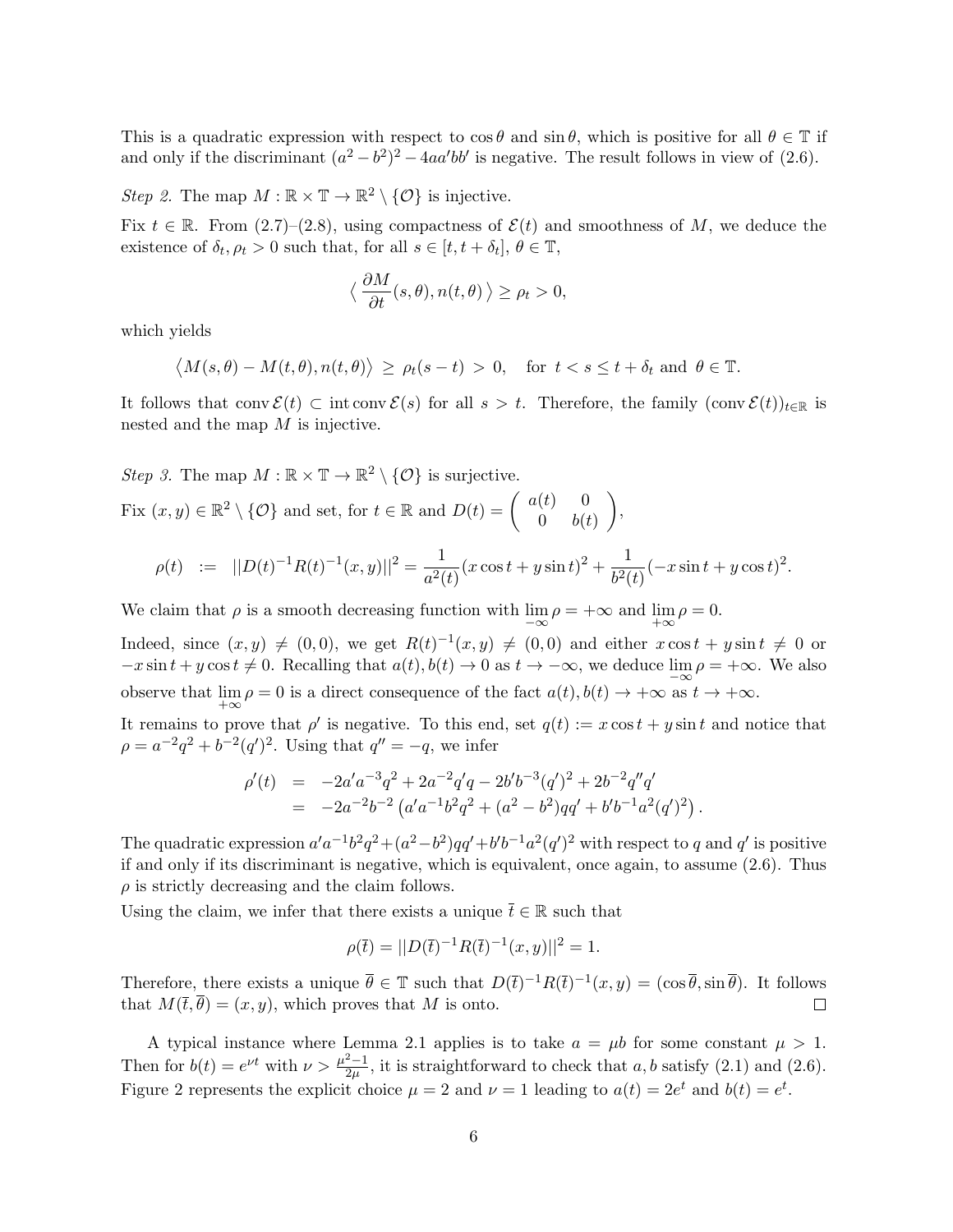This is a quadratic expression with respect to $\cos\theta$ and $\sin\theta$, which is positive for all $\theta \in \mathbb{T}$ if and only if the discriminant $(a^2-b^2)^2 - 4aa'bb'$ is negative. The result follows in view of (2.6).

*Step 2.* The map $M : \mathbb{R}\times\mathbb{T} \to \mathbb{R}^2 \setminus \{\mathcal{O}\}$ is injective.

Fix $t \in \mathbb{R}$. From (2.7)–(2.8), using compactness of $\mathcal{E}(t)$ and smoothness of $M$, we deduce the existence of $\delta_t, \rho_t > 0$ such that, for all $s \in [t, t+\delta_t]$, $\theta \in \mathbb{T}$,

$$\Big\langle \frac{\partial M}{\partial t}(s,\theta), n(t,\theta) \Big\rangle \geq \rho_t > 0,$$

which yields

$$\big\langle M(s,\theta) - M(t,\theta), n(t,\theta)\big\rangle \;\geq\; \rho_t(s-t) \;>\; 0, \quad \text{for } t < s \leq t+\delta_t \text{ and } \theta \in \mathbb{T}.$$

It follows that $\operatorname{conv}\mathcal{E}(t) \subset \operatorname{int}\operatorname{conv}\mathcal{E}(s)$ for all $s > t$. Therefore, the family $(\operatorname{conv}\mathcal{E}(t))_{t\in\mathbb{R}}$ is nested and the map $M$ is injective.

*Step 3.* The map $M : \mathbb{R}\times\mathbb{T} \to \mathbb{R}^2 \setminus \{\mathcal{O}\}$ is surjective.

Fix $(x,y) \in \mathbb{R}^2 \setminus \{\mathcal{O}\}$ and set, for $t \in \mathbb{R}$ and $D(t) = \begin{pmatrix} a(t) & 0 \\ 0 & b(t) \end{pmatrix}$,

$$\rho(t) \;:=\; \|D(t)^{-1}R(t)^{-1}(x,y)\|^2 = \frac{1}{a^2(t)}(x\cos t + y\sin t)^2 + \frac{1}{b^2(t)}(-x\sin t + y\cos t)^2.$$

We claim that $\rho$ is a smooth decreasing function with $\lim\limits_{-\infty}\rho = +\infty$ and $\lim\limits_{+\infty}\rho = 0$.

Indeed, since $(x,y) \neq (0,0)$, we get $R(t)^{-1}(x,y) \neq (0,0)$ and either $x\cos t + y\sin t \neq 0$ or $-x\sin t + y\cos t \neq 0$. Recalling that $a(t), b(t) \to 0$ as $t \to -\infty$, we deduce $\lim\limits_{-\infty}\rho = +\infty$. We also observe that $\lim\limits_{+\infty}\rho = 0$ is a direct consequence of the fact $a(t), b(t) \to +\infty$ as $t \to +\infty$.

It remains to prove that $\rho'$ is negative. To this end, set $q(t) := x\cos t + y\sin t$ and notice that $\rho = a^{-2}q^2 + b^{-2}(q')^2$. Using that $q'' = -q$, we infer

$$\begin{aligned}
\rho'(t) &= -2a'a^{-3}q^2 + 2a^{-2}q'q - 2b'b^{-3}(q')^2 + 2b^{-2}q''q' \\
&= -2a^{-2}b^{-2}\left(a'a^{-1}b^2q^2 + (a^2-b^2)qq' + b'b^{-1}a^2(q')^2\right).
\end{aligned}$$

The quadratic expression $a'a^{-1}b^2q^2 + (a^2-b^2)qq' + b'b^{-1}a^2(q')^2$ with respect to $q$ and $q'$ is positive if and only if its discriminant is negative, which is equivalent, once again, to assume (2.6). Thus $\rho$ is strictly decreasing and the claim follows.

Using the claim, we infer that there exists a unique $\bar{t} \in \mathbb{R}$ such that

$$\rho(\bar{t}) = \|D(\bar{t})^{-1}R(\bar{t})^{-1}(x,y)\|^2 = 1.$$

Therefore, there exists a unique $\bar{\theta} \in \mathbb{T}$ such that $D(\bar{t})^{-1}R(\bar{t})^{-1}(x,y) = (\cos\bar{\theta}, \sin\bar{\theta})$. It follows that $M(\bar{t},\bar{\theta}) = (x,y)$, which proves that $M$ is onto. $\square$

A typical instance where Lemma 2.1 applies is to take $a = \mu b$ for some constant $\mu > 1$. Then for $b(t) = e^{\nu t}$ with $\nu > \frac{\mu^2-1}{2\mu}$, it is straightforward to check that $a, b$ satisfy (2.1) and (2.6). Figure 2 represents the explicit choice $\mu = 2$ and $\nu = 1$ leading to $a(t) = 2e^t$ and $b(t) = e^t$.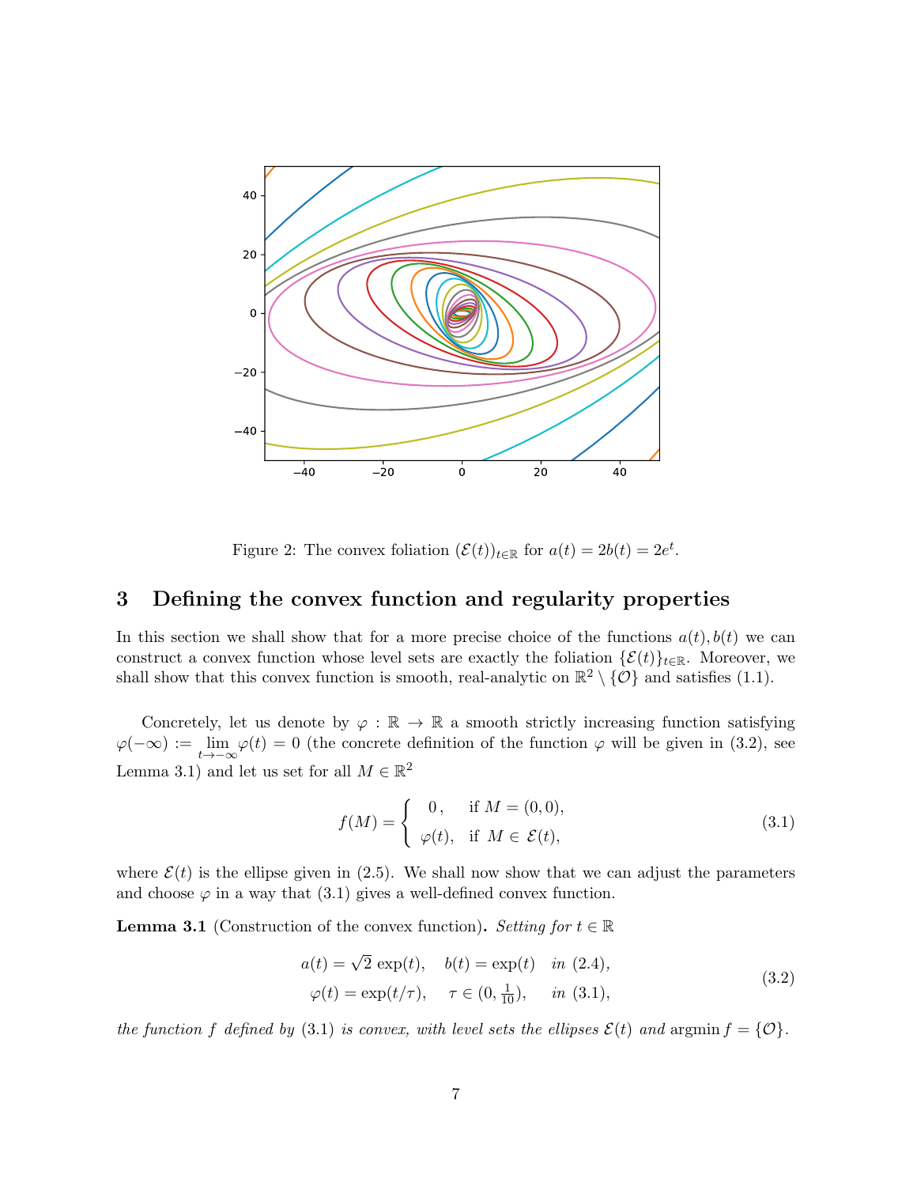Figure 2: The convex foliation $(\mathcal{E}(t))_{t\in\mathbb{R}}$ for $a(t) = 2b(t) = 2e^t$.

## 3 Defining the convex function and regularity properties

In this section we shall show that for a more precise choice of the functions $a(t), b(t)$ we can construct a convex function whose level sets are exactly the foliation $\{\mathcal{E}(t)\}_{t\in\mathbb{R}}$. Moreover, we shall show that this convex function is smooth, real-analytic on $\mathbb{R}^2 \setminus \{\mathcal{O}\}$ and satisfies (1.1).

Concretely, let us denote by $\varphi : \mathbb{R} \to \mathbb{R}$ a smooth strictly increasing function satisfying $\varphi(-\infty) := \lim_{t\to-\infty} \varphi(t) = 0$ (the concrete definition of the function $\varphi$ will be given in (3.2), see Lemma 3.1) and let us set for all $M \in \mathbb{R}^2$

$$f(M) = \begin{cases} \;0\,, & \text{if } M = (0,0), \\ \varphi(t), & \text{if } M \in \mathcal{E}(t), \end{cases} \tag{3.1}$$

where $\mathcal{E}(t)$ is the ellipse given in (2.5). We shall now show that we can adjust the parameters and choose $\varphi$ in a way that (3.1) gives a well-defined convex function.

**Lemma 3.1** (Construction of the convex function)**.** *Setting for $t \in \mathbb{R}$*

$$\begin{aligned} a(t) &= \sqrt{2}\, \exp(t), \quad b(t) = \exp(t) \quad \textit{in } (2.4), \\ \varphi(t) &= \exp(t/\tau), \quad \tau \in (0, \tfrac{1}{10}), \quad \textit{in } (3.1), \end{aligned} \tag{3.2}$$

*the function $f$ defined by* (3.1) *is convex, with level sets the ellipses $\mathcal{E}(t)$ and* $\operatorname{argmin} f = \{\mathcal{O}\}$.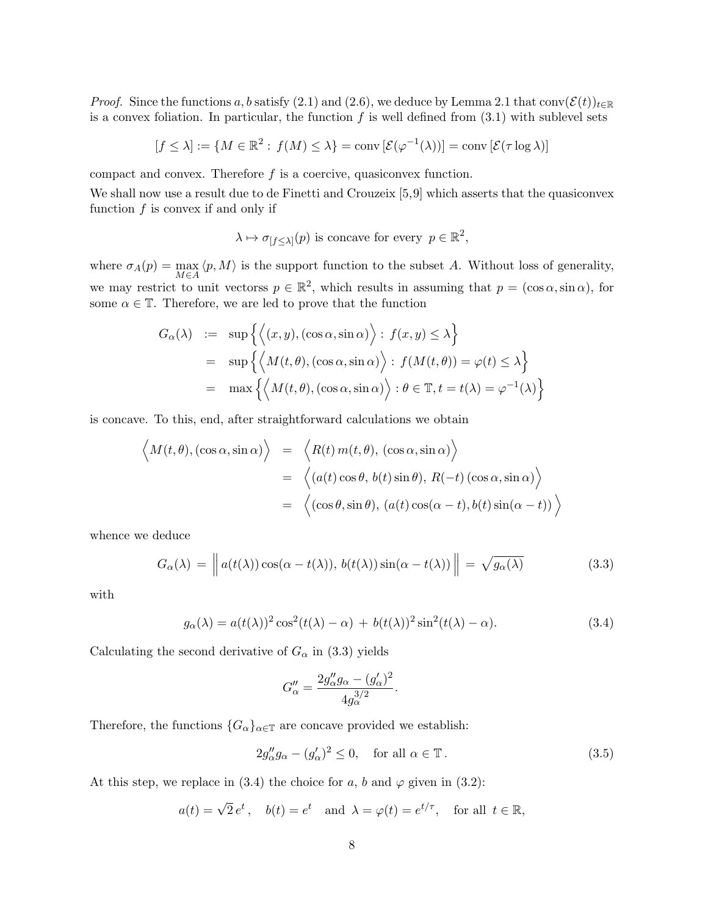*Proof.* Since the functions $a, b$ satisfy (2.1) and (2.6), we deduce by Lemma 2.1 that $\mathrm{conv}(\mathcal{E}(t))_{t\in\mathbb{R}}$ is a convex foliation. In particular, the function $f$ is well defined from (3.1) with sublevel sets

$$[f \le \lambda] := \{M \in \mathbb{R}^2 :\ f(M) \le \lambda\} = \mathrm{conv}\left[\mathcal{E}(\varphi^{-1}(\lambda))\right] = \mathrm{conv}\left[\mathcal{E}(\tau \log \lambda)\right]$$

compact and convex. Therefore $f$ is a coercive, quasiconvex function.

We shall now use a result due to de Finetti and Crouzeix [5,9] which asserts that the quasiconvex function $f$ is convex if and only if

$$\lambda \mapsto \sigma_{[f\le\lambda]}(p) \text{ is concave for every } p \in \mathbb{R}^2,$$

where $\sigma_A(p) = \max_{M\in A} \langle p, M\rangle$ is the support function to the subset $A$. Without loss of generality, we may restrict to unit vectorss $p \in \mathbb{R}^2$, which results in assuming that $p = (\cos\alpha, \sin\alpha)$, for some $\alpha \in \mathbb{T}$. Therefore, we are led to prove that the function

$$\begin{aligned}
G_\alpha(\lambda) &:= \sup\Big\{\Big\langle (x,y), (\cos\alpha, \sin\alpha)\Big\rangle :\ f(x,y) \le \lambda\Big\} \\
&= \sup\Big\{\Big\langle M(t,\theta), (\cos\alpha, \sin\alpha)\Big\rangle :\ f(M(t,\theta)) = \varphi(t) \le \lambda\Big\} \\
&= \max\Big\{\Big\langle M(t,\theta), (\cos\alpha, \sin\alpha)\Big\rangle : \theta \in \mathbb{T}, t = t(\lambda) = \varphi^{-1}(\lambda)\Big\}
\end{aligned}$$

is concave. To this, end, after straightforward calculations we obtain

$$\begin{aligned}
\Big\langle M(t,\theta), (\cos\alpha, \sin\alpha)\Big\rangle &= \Big\langle R(t)\, m(t,\theta),\ (\cos\alpha, \sin\alpha)\Big\rangle \\
&= \Big\langle (a(t)\cos\theta,\ b(t)\sin\theta),\ R(-t)\,(\cos\alpha, \sin\alpha)\Big\rangle \\
&= \Big\langle (\cos\theta, \sin\theta),\ (a(t)\cos(\alpha - t), b(t)\sin(\alpha - t))\Big\rangle
\end{aligned}$$

whence we deduce

$$G_\alpha(\lambda) = \Big\| a(t(\lambda))\cos(\alpha - t(\lambda)),\ b(t(\lambda))\sin(\alpha - t(\lambda)) \Big\| = \sqrt{g_\alpha(\lambda)} \tag{3.3}$$

with

$$g_\alpha(\lambda) = a(t(\lambda))^2 \cos^2(t(\lambda) - \alpha) \ +\ b(t(\lambda))^2 \sin^2(t(\lambda) - \alpha). \tag{3.4}$$

Calculating the second derivative of $G_\alpha$ in (3.3) yields

$$G''_\alpha = \frac{2g''_\alpha g_\alpha - (g'_\alpha)^2}{4g_\alpha^{3/2}}.$$

Therefore, the functions $\{G_\alpha\}_{\alpha\in\mathbb{T}}$ are concave provided we establish:

$$2g''_\alpha g_\alpha - (g'_\alpha)^2 \le 0, \quad \text{for all } \alpha \in \mathbb{T}\,. \tag{3.5}$$

At this step, we replace in (3.4) the choice for $a$, $b$ and $\varphi$ given in (3.2):

$$a(t) = \sqrt{2}\, e^t\,, \quad b(t) = e^t \quad \text{and} \quad \lambda = \varphi(t) = e^{t/\tau}, \quad \text{for all } t \in \mathbb{R},$$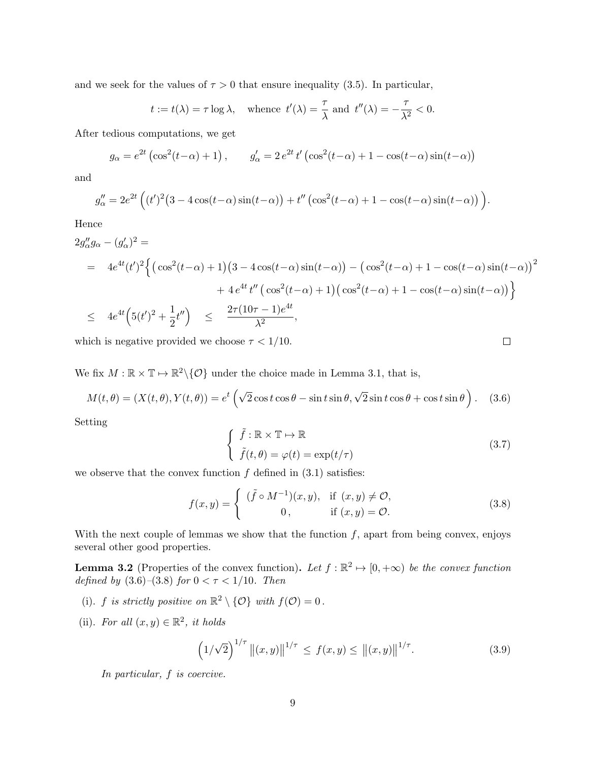and we seek for the values of $\tau > 0$ that ensure inequality (3.5). In particular,

$$t := t(\lambda) = \tau \log \lambda, \quad \text{whence } t'(\lambda) = \frac{\tau}{\lambda} \text{ and } t''(\lambda) = -\frac{\tau}{\lambda^2} < 0.$$

After tedious computations, we get

$$g_\alpha = e^{2t}\left(\cos^2(t-\alpha) + 1\right), \qquad g'_\alpha = 2\, e^{2t}\, t' \left(\cos^2(t-\alpha) + 1 - \cos(t-\alpha)\sin(t-\alpha)\right)$$

and

$$g''_\alpha = 2e^{2t}\Big((t')^2\big(3 - 4\cos(t-\alpha)\sin(t-\alpha)\big) + t''\left(\cos^2(t-\alpha) + 1 - \cos(t-\alpha)\sin(t-\alpha)\right)\Big).$$

Hence

$$\begin{aligned}
&2g''_\alpha g_\alpha - (g'_\alpha)^2 = \\
&= \quad 4e^{4t}(t')^2\Big\{\big(\cos^2(t-\alpha) + 1\big)\big(3 - 4\cos(t-\alpha)\sin(t-\alpha)\big) - \big(\cos^2(t-\alpha) + 1 - \cos(t-\alpha)\sin(t-\alpha)\big)^2 \\
&\qquad\qquad + 4\, e^{4t}\, t''\,\big(\cos^2(t-\alpha) + 1\big)\big(\cos^2(t-\alpha) + 1 - \cos(t-\alpha)\sin(t-\alpha)\big)\Big\} \\
&\leq \quad 4e^{4t}\Big(5(t')^2 + \frac{1}{2}t''\Big) \quad \leq \quad \frac{2\tau(10\tau - 1)e^{4t}}{\lambda^2},
\end{aligned}$$

which is negative provided we choose $\tau < 1/10$. $\square$

We fix $M : \mathbb{R} \times \mathbb{T} \mapsto \mathbb{R}^2 \backslash \{\mathcal{O}\}$ under the choice made in Lemma 3.1, that is,

$$M(t,\theta) = (X(t,\theta), Y(t,\theta)) = e^t\left(\sqrt{2}\cos t\cos\theta - \sin t\sin\theta, \sqrt{2}\sin t\cos\theta + \cos t\sin\theta\right). \tag{3.6}$$

Setting

$$\begin{cases} \tilde{f} : \mathbb{R} \times \mathbb{T} \mapsto \mathbb{R} \\ \tilde{f}(t,\theta) = \varphi(t) = \exp(t/\tau) \end{cases} \tag{3.7}$$

we observe that the convex function $f$ defined in (3.1) satisfies:

$$f(x,y) = \begin{cases} (\tilde{f} \circ M^{-1})(x,y), & \text{if } (x,y) \neq \mathcal{O}, \\ 0\,, & \text{if } (x,y) = \mathcal{O}. \end{cases} \tag{3.8}$$

With the next couple of lemmas we show that the function $f$, apart from being convex, enjoys several other good properties.

**Lemma 3.2** (Properties of the convex function)**.** *Let $f : \mathbb{R}^2 \mapsto [0, +\infty)$ be the convex function defined by (3.6)–(3.8) for $0 < \tau < 1/10$. Then*

(i). *$f$ is strictly positive on $\mathbb{R}^2 \setminus \{\mathcal{O}\}$ with $f(\mathcal{O}) = 0$.*

(ii). *For all $(x,y) \in \mathbb{R}^2$, it holds*

$$\left(1/\sqrt{2}\right)^{1/\tau} \left\|(x,y)\right\|^{1/\tau} \leq f(x,y) \leq \left\|(x,y)\right\|^{1/\tau}. \tag{3.9}$$

*In particular, $f$ is coercive.*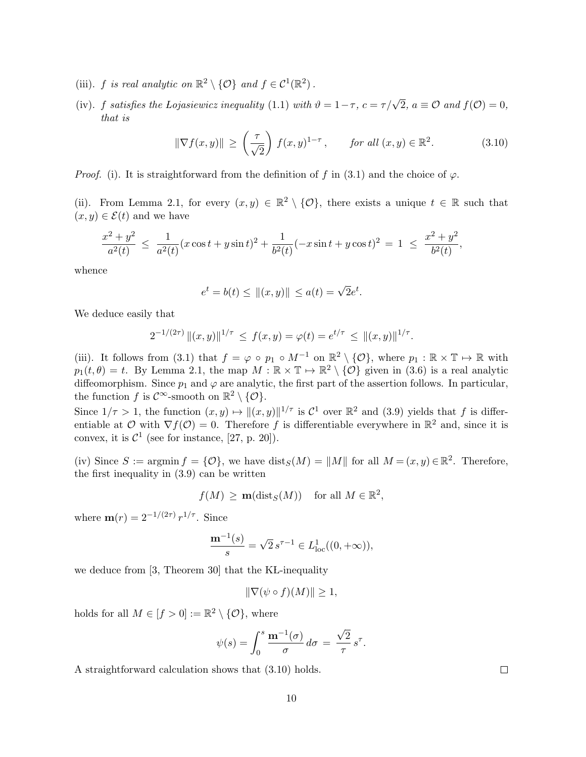(iii). *f is real analytic on* $\mathbb{R}^2 \setminus \{\mathcal{O}\}$ *and* $f \in \mathcal{C}^1(\mathbb{R}^2)$.

(iv). *f satisfies the Łojasiewicz inequality* (1.1) *with* $\vartheta = 1-\tau$, $c = \tau/\sqrt{2}$, $a \equiv \mathcal{O}$ *and* $f(\mathcal{O}) = 0$, *that is*

$$\|\nabla f(x,y)\| \;\geq\; \left(\frac{\tau}{\sqrt{2}}\right) f(x,y)^{1-\tau}\,, \qquad \text{for all } (x,y) \in \mathbb{R}^2. \tag{3.10}$$

*Proof.* (i). It is straightforward from the definition of $f$ in (3.1) and the choice of $\varphi$.

(ii). From Lemma 2.1, for every $(x,y) \in \mathbb{R}^2 \setminus \{\mathcal{O}\}$, there exists a unique $t \in \mathbb{R}$ such that $(x,y) \in \mathcal{E}(t)$ and we have

$$\frac{x^2+y^2}{a^2(t)} \;\leq\; \frac{1}{a^2(t)}(x\cos t + y \sin t)^2 + \frac{1}{b^2(t)}(-x\sin t + y\cos t)^2 \;=\; 1 \;\leq\; \frac{x^2+y^2}{b^2(t)},$$

whence

$$e^t = b(t) \leq \|(x,y)\| \leq a(t) = \sqrt{2}e^t.$$

We deduce easily that

$$2^{-1/(2\tau)}\,\|(x,y)\|^{1/\tau} \;\leq\; f(x,y) = \varphi(t) = e^{t/\tau} \;\leq\; \|(x,y)\|^{1/\tau}.$$

(iii). It follows from (3.1) that $f = \varphi \circ p_1 \circ M^{-1}$ on $\mathbb{R}^2 \setminus \{\mathcal{O}\}$, where $p_1 : \mathbb{R} \times \mathbb{T} \mapsto \mathbb{R}$ with $p_1(t,\theta) = t$. By Lemma 2.1, the map $M : \mathbb{R} \times \mathbb{T} \mapsto \mathbb{R}^2 \setminus \{\mathcal{O}\}$ given in (3.6) is a real analytic diffeomorphism. Since $p_1$ and $\varphi$ are analytic, the first part of the assertion follows. In particular, the function $f$ is $\mathcal{C}^\infty$-smooth on $\mathbb{R}^2 \setminus \{\mathcal{O}\}$.
Since $1/\tau > 1$, the function $(x,y) \mapsto \|(x,y)\|^{1/\tau}$ is $\mathcal{C}^1$ over $\mathbb{R}^2$ and (3.9) yields that $f$ is differentiable at $\mathcal{O}$ with $\nabla f(\mathcal{O}) = 0$. Therefore $f$ is differentiable everywhere in $\mathbb{R}^2$ and, since it is convex, it is $\mathcal{C}^1$ (see for instance, [27, p. 20]).

(iv) Since $S := \operatorname{argmin} f = \{\mathcal{O}\}$, we have $\operatorname{dist}_S(M) = \|M\|$ for all $M = (x,y) \in \mathbb{R}^2$. Therefore, the first inequality in (3.9) can be written

$$f(M) \;\geq\; \mathbf{m}(\operatorname{dist}_S(M)) \quad \text{for all } M \in \mathbb{R}^2,$$

where $\mathbf{m}(r) = 2^{-1/(2\tau)}\, r^{1/\tau}$. Since

$$\frac{\mathbf{m}^{-1}(s)}{s} = \sqrt{2}\, s^{\tau-1} \in L^1_{\mathrm{loc}}((0,+\infty)),$$

we deduce from [3, Theorem 30] that the KŁ-inequality

$$\|\nabla(\psi \circ f)(M)\| \geq 1,$$

holds for all $M \in [f > 0] := \mathbb{R}^2 \setminus \{\mathcal{O}\}$, where

$$\psi(s) = \int_0^s \frac{\mathbf{m}^{-1}(\sigma)}{\sigma}\, d\sigma \;=\; \frac{\sqrt{2}}{\tau}\, s^\tau.$$

A straightforward calculation shows that (3.10) holds. $\square$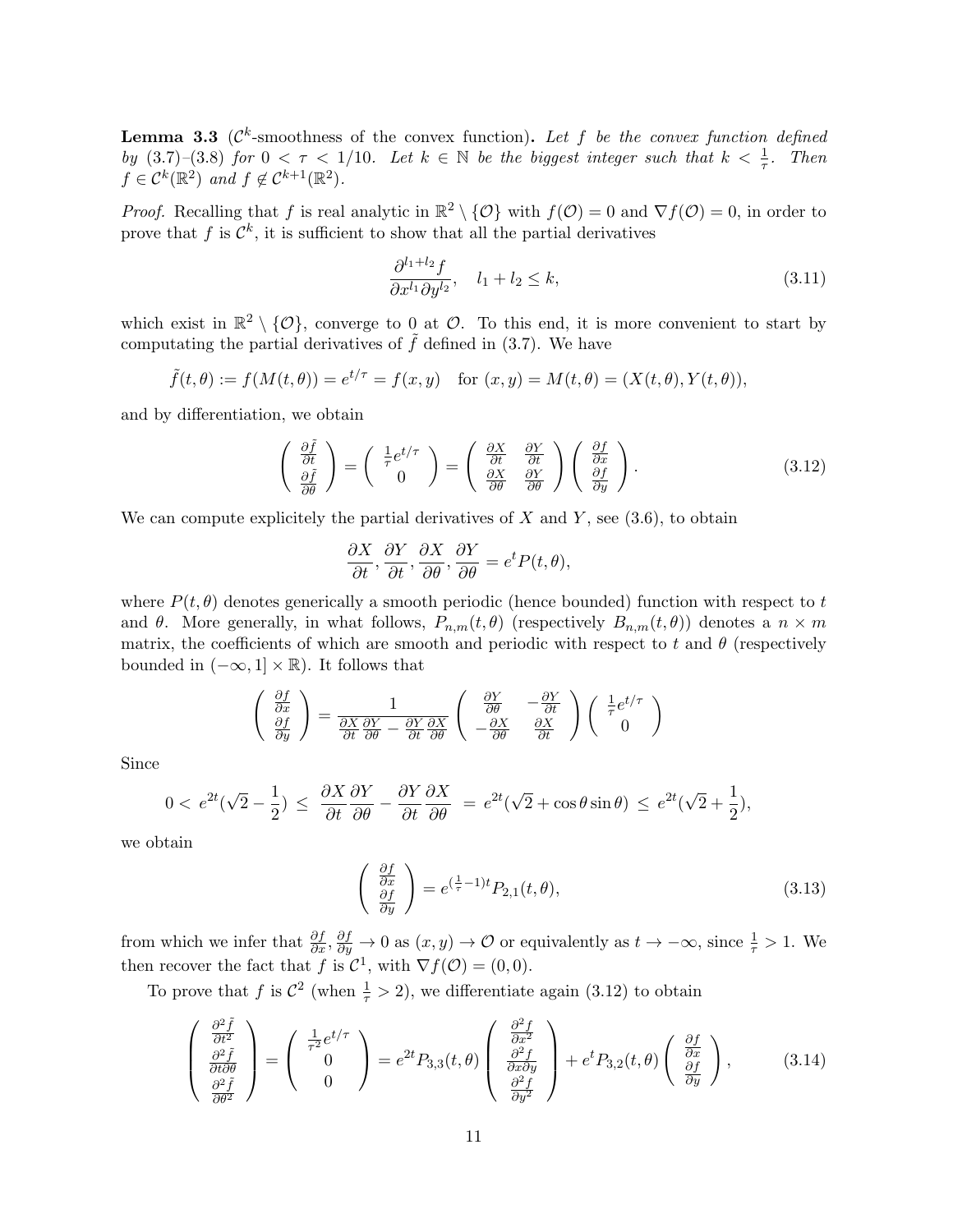**Lemma 3.3** ($\mathcal{C}^k$-smoothness of the convex function)**.** *Let $f$ be the convex function defined by (3.7)–(3.8) for $0 < \tau < 1/10$. Let $k \in \mathbb{N}$ be the biggest integer such that $k < \frac{1}{\tau}$. Then $f \in \mathcal{C}^k(\mathbb{R}^2)$ and $f \notin \mathcal{C}^{k+1}(\mathbb{R}^2)$.*

*Proof.* Recalling that $f$ is real analytic in $\mathbb{R}^2 \setminus \{\mathcal{O}\}$ with $f(\mathcal{O}) = 0$ and $\nabla f(\mathcal{O}) = 0$, in order to prove that $f$ is $\mathcal{C}^k$, it is sufficient to show that all the partial derivatives

$$\frac{\partial^{l_1+l_2} f}{\partial x^{l_1} \partial y^{l_2}}, \quad l_1 + l_2 \leq k, \tag{3.11}$$

which exist in $\mathbb{R}^2 \setminus \{\mathcal{O}\}$, converge to 0 at $\mathcal{O}$. To this end, it is more convenient to start by computating the partial derivatives of $\tilde{f}$ defined in (3.7). We have

$$\tilde{f}(t,\theta) := f(M(t,\theta)) = e^{t/\tau} = f(x,y) \quad \text{for } (x,y) = M(t,\theta) = (X(t,\theta), Y(t,\theta)),$$

and by differentiation, we obtain

$$\begin{pmatrix} \frac{\partial \tilde{f}}{\partial t} \\ \frac{\partial \tilde{f}}{\partial \theta} \end{pmatrix} = \begin{pmatrix} \frac{1}{\tau} e^{t/\tau} \\ 0 \end{pmatrix} = \begin{pmatrix} \frac{\partial X}{\partial t} & \frac{\partial Y}{\partial t} \\ \frac{\partial X}{\partial \theta} & \frac{\partial Y}{\partial \theta} \end{pmatrix} \begin{pmatrix} \frac{\partial f}{\partial x} \\ \frac{\partial f}{\partial y} \end{pmatrix}. \tag{3.12}$$

We can compute explicitely the partial derivatives of $X$ and $Y$, see (3.6), to obtain

$$\frac{\partial X}{\partial t}, \frac{\partial Y}{\partial t}, \frac{\partial X}{\partial \theta}, \frac{\partial Y}{\partial \theta} = e^t P(t,\theta),$$

where $P(t,\theta)$ denotes generically a smooth periodic (hence bounded) function with respect to $t$ and $\theta$. More generally, in what follows, $P_{n,m}(t,\theta)$ (respectively $B_{n,m}(t,\theta)$) denotes a $n \times m$ matrix, the coefficients of which are smooth and periodic with respect to $t$ and $\theta$ (respectively bounded in $(-\infty, 1] \times \mathbb{R}$). It follows that

$$\begin{pmatrix} \frac{\partial f}{\partial x} \\ \frac{\partial f}{\partial y} \end{pmatrix} = \frac{1}{\frac{\partial X}{\partial t}\frac{\partial Y}{\partial \theta} - \frac{\partial Y}{\partial t}\frac{\partial X}{\partial \theta}} \begin{pmatrix} \frac{\partial Y}{\partial \theta} & -\frac{\partial Y}{\partial t} \\ -\frac{\partial X}{\partial \theta} & \frac{\partial X}{\partial t} \end{pmatrix} \begin{pmatrix} \frac{1}{\tau} e^{t/\tau} \\ 0 \end{pmatrix}$$

Since

$$0 < e^{2t}(\sqrt{2} - \frac{1}{2}) \leq \frac{\partial X}{\partial t}\frac{\partial Y}{\partial \theta} - \frac{\partial Y}{\partial t}\frac{\partial X}{\partial \theta} = e^{2t}(\sqrt{2} + \cos\theta \sin\theta) \leq e^{2t}(\sqrt{2} + \frac{1}{2}),$$

we obtain

$$\begin{pmatrix} \frac{\partial f}{\partial x} \\ \frac{\partial f}{\partial y} \end{pmatrix} = e^{(\frac{1}{\tau} - 1)t} P_{2,1}(t,\theta), \tag{3.13}$$

from which we infer that $\frac{\partial f}{\partial x}, \frac{\partial f}{\partial y} \to 0$ as $(x,y) \to \mathcal{O}$ or equivalently as $t \to -\infty$, since $\frac{1}{\tau} > 1$. We then recover the fact that $f$ is $\mathcal{C}^1$, with $\nabla f(\mathcal{O}) = (0,0)$.

To prove that $f$ is $\mathcal{C}^2$ (when $\frac{1}{\tau} > 2$), we differentiate again (3.12) to obtain

$$\begin{pmatrix} \frac{\partial^2 \tilde{f}}{\partial t^2} \\ \frac{\partial^2 \tilde{f}}{\partial t \partial \theta} \\ \frac{\partial^2 \tilde{f}}{\partial \theta^2} \end{pmatrix} = \begin{pmatrix} \frac{1}{\tau^2} e^{t/\tau} \\ 0 \\ 0 \end{pmatrix} = e^{2t} P_{3,3}(t,\theta) \begin{pmatrix} \frac{\partial^2 f}{\partial x^2} \\ \frac{\partial^2 f}{\partial x \partial y} \\ \frac{\partial^2 f}{\partial y^2} \end{pmatrix} + e^t P_{3,2}(t,\theta) \begin{pmatrix} \frac{\partial f}{\partial x} \\ \frac{\partial f}{\partial y} \end{pmatrix}, \tag{3.14}$$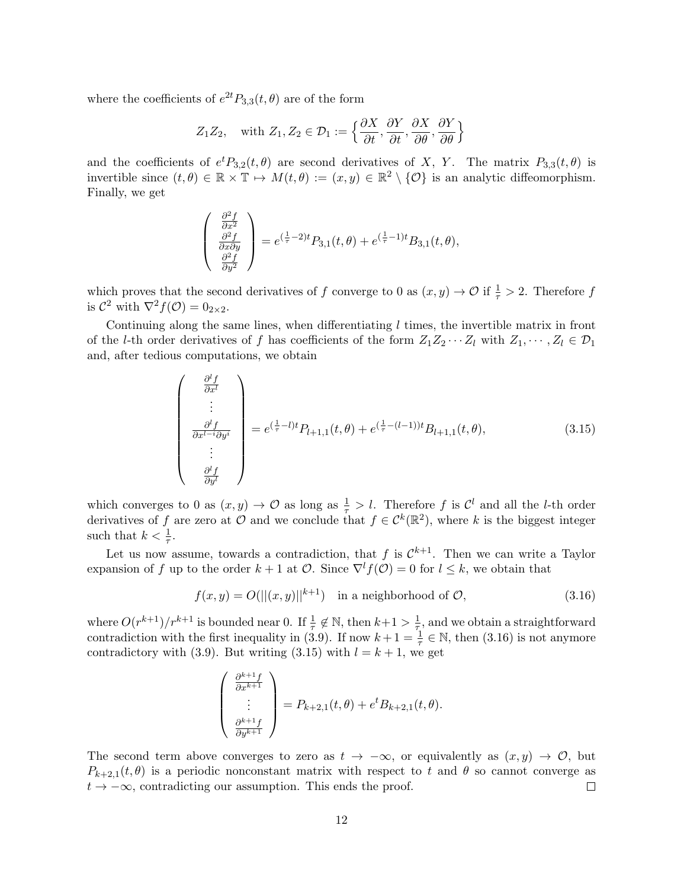where the coefficients of $e^{2t}P_{3,3}(t,\theta)$ are of the form

$$Z_1 Z_2, \quad \text{with } Z_1, Z_2 \in \mathcal{D}_1 := \Big\{ \frac{\partial X}{\partial t}, \frac{\partial Y}{\partial t}, \frac{\partial X}{\partial \theta}, \frac{\partial Y}{\partial \theta} \Big\}$$

and the coefficients of $e^{t}P_{3,2}(t,\theta)$ are second derivatives of $X$, $Y$. The matrix $P_{3,3}(t,\theta)$ is invertible since $(t,\theta) \in \mathbb{R} \times \mathbb{T} \mapsto M(t,\theta) := (x,y) \in \mathbb{R}^2 \setminus \{\mathcal{O}\}$ is an analytic diffeomorphism. Finally, we get

$$\begin{pmatrix} \frac{\partial^2 f}{\partial x^2} \\ \frac{\partial^2 f}{\partial x \partial y} \\ \frac{\partial^2 f}{\partial y^2} \end{pmatrix} = e^{(\frac{1}{\tau}-2)t} P_{3,1}(t,\theta) + e^{(\frac{1}{\tau}-1)t} B_{3,1}(t,\theta),$$

which proves that the second derivatives of $f$ converge to 0 as $(x,y) \to \mathcal{O}$ if $\frac{1}{\tau} > 2$. Therefore $f$ is $\mathcal{C}^2$ with $\nabla^2 f(\mathcal{O}) = 0_{2\times 2}$.

Continuing along the same lines, when differentiating $l$ times, the invertible matrix in front of the $l$-th order derivatives of $f$ has coefficients of the form $Z_1 Z_2 \cdots Z_l$ with $Z_1, \cdots, Z_l \in \mathcal{D}_1$ and, after tedious computations, we obtain

$$\begin{pmatrix} \frac{\partial^l f}{\partial x^l} \\ \vdots \\ \frac{\partial^l f}{\partial x^{l-i} \partial y^i} \\ \vdots \\ \frac{\partial^l f}{\partial y^l} \end{pmatrix} = e^{(\frac{1}{\tau}-l)t} P_{l+1,1}(t,\theta) + e^{(\frac{1}{\tau}-(l-1))t} B_{l+1,1}(t,\theta), \tag{3.15}$$

which converges to 0 as $(x,y) \to \mathcal{O}$ as long as $\frac{1}{\tau} > l$. Therefore $f$ is $\mathcal{C}^l$ and all the $l$-th order derivatives of $f$ are zero at $\mathcal{O}$ and we conclude that $f \in \mathcal{C}^k(\mathbb{R}^2)$, where $k$ is the biggest integer such that $k < \frac{1}{\tau}$.

Let us now assume, towards a contradiction, that $f$ is $\mathcal{C}^{k+1}$. Then we can write a Taylor expansion of $f$ up to the order $k+1$ at $\mathcal{O}$. Since $\nabla^l f(\mathcal{O}) = 0$ for $l \leq k$, we obtain that

$$f(x,y) = O(||(x,y)||^{k+1}) \quad \text{in a neighborhood of } \mathcal{O}, \tag{3.16}$$

where $O(r^{k+1})/r^{k+1}$ is bounded near 0. If $\frac{1}{\tau} \notin \mathbb{N}$, then $k+1 > \frac{1}{\tau}$, and we obtain a straightforward contradiction with the first inequality in (3.9). If now $k+1 = \frac{1}{\tau} \in \mathbb{N}$, then (3.16) is not anymore contradictory with (3.9). But writing (3.15) with $l = k+1$, we get

$$\begin{pmatrix} \frac{\partial^{k+1} f}{\partial x^{k+1}} \\ \vdots \\ \frac{\partial^{k+1} f}{\partial y^{k+1}} \end{pmatrix} = P_{k+2,1}(t,\theta) + e^{t} B_{k+2,1}(t,\theta).$$

The second term above converges to zero as $t \to -\infty$, or equivalently as $(x,y) \to \mathcal{O}$, but $P_{k+2,1}(t,\theta)$ is a periodic nonconstant matrix with respect to $t$ and $\theta$ so cannot converge as $t \to -\infty$, contradicting our assumption. This ends the proof. $\square$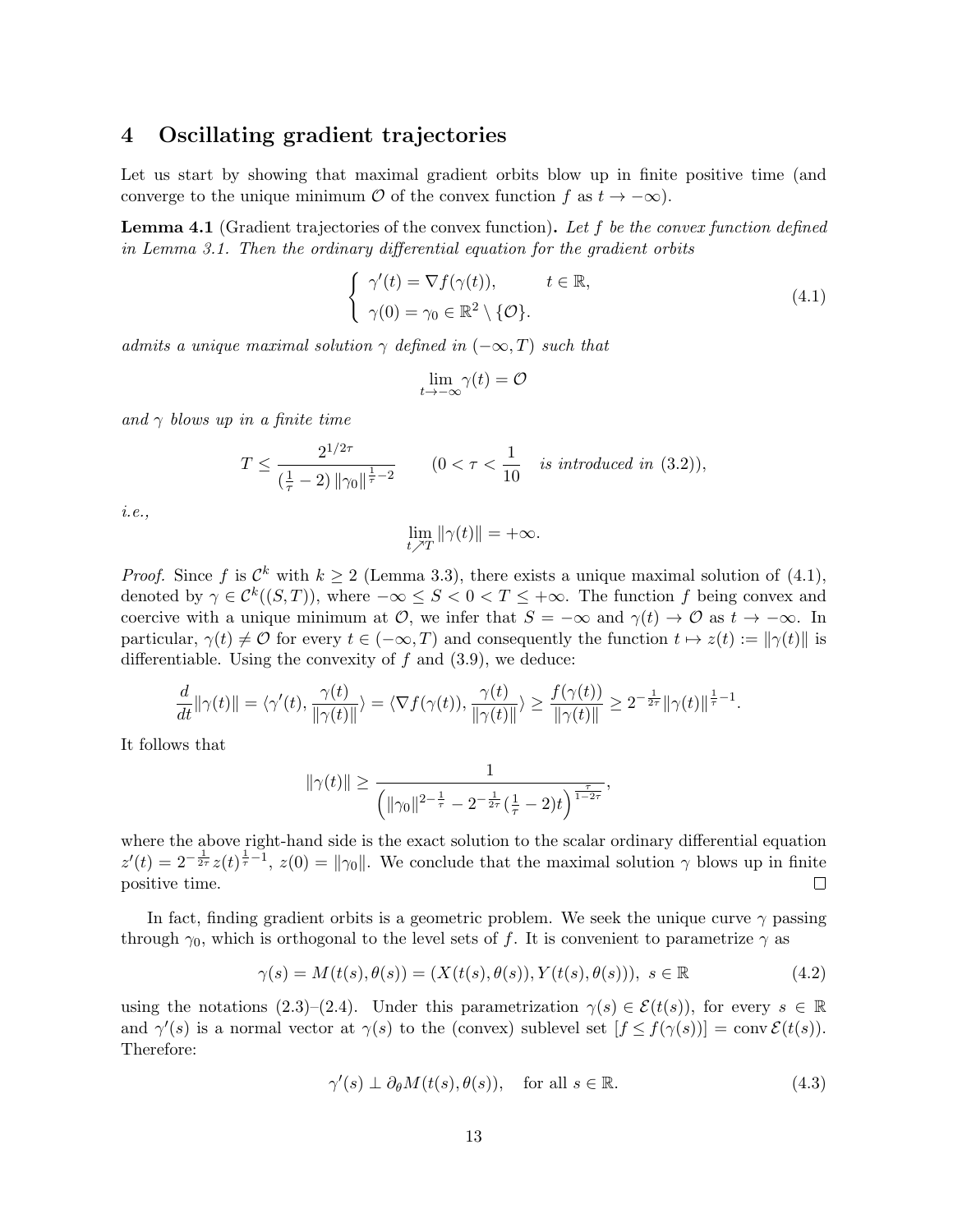## 4 Oscillating gradient trajectories

Let us start by showing that maximal gradient orbits blow up in finite positive time (and converge to the unique minimum $\mathcal{O}$ of the convex function $f$ as $t \to -\infty$).

**Lemma 4.1** (Gradient trajectories of the convex function)**.** *Let $f$ be the convex function defined in Lemma 3.1. Then the ordinary differential equation for the gradient orbits*

$$\begin{cases} \gamma'(t) = \nabla f(\gamma(t)), & t \in \mathbb{R}, \\ \gamma(0) = \gamma_0 \in \mathbb{R}^2 \setminus \{\mathcal{O}\}. \end{cases} \tag{4.1}$$

*admits a unique maximal solution $\gamma$ defined in $(-\infty, T)$ such that*

$$\lim_{t \to -\infty} \gamma(t) = \mathcal{O}$$

*and $\gamma$ blows up in a finite time*

$$T \leq \frac{2^{1/2\tau}}{(\frac{1}{\tau} - 2)\, \|\gamma_0\|^{\frac{1}{\tau}-2}} \qquad (0 < \tau < \frac{1}{10} \quad \text{is introduced in (3.2)}),$$

*i.e.,*

$$\lim_{t \nearrow T} \|\gamma(t)\| = +\infty.$$

*Proof.* Since $f$ is $\mathcal{C}^k$ with $k \geq 2$ (Lemma 3.3), there exists a unique maximal solution of (4.1), denoted by $\gamma \in \mathcal{C}^k((S,T))$, where $-\infty \leq S < 0 < T \leq +\infty$. The function $f$ being convex and coercive with a unique minimum at $\mathcal{O}$, we infer that $S = -\infty$ and $\gamma(t) \to \mathcal{O}$ as $t \to -\infty$. In particular, $\gamma(t) \neq \mathcal{O}$ for every $t \in (-\infty, T)$ and consequently the function $t \mapsto z(t) := \|\gamma(t)\|$ is differentiable. Using the convexity of $f$ and (3.9), we deduce:

$$\frac{d}{dt}\|\gamma(t)\| = \langle \gamma'(t), \frac{\gamma(t)}{\|\gamma(t)\|} \rangle = \langle \nabla f(\gamma(t)), \frac{\gamma(t)}{\|\gamma(t)\|} \rangle \geq \frac{f(\gamma(t))}{\|\gamma(t)\|} \geq 2^{-\frac{1}{2\tau}} \|\gamma(t)\|^{\frac{1}{\tau}-1}.$$

It follows that

$$\|\gamma(t)\| \geq \frac{1}{\left( \|\gamma_0\|^{2-\frac{1}{\tau}} - 2^{-\frac{1}{2\tau}}(\frac{1}{\tau} - 2)t \right)^{\frac{\tau}{1-2\tau}}},$$

where the above right-hand side is the exact solution to the scalar ordinary differential equation $z'(t) = 2^{-\frac{1}{2\tau}} z(t)^{\frac{1}{\tau}-1}$, $z(0) = \|\gamma_0\|$. We conclude that the maximal solution $\gamma$ blows up in finite positive time. $\square$

In fact, finding gradient orbits is a geometric problem. We seek the unique curve $\gamma$ passing through $\gamma_0$, which is orthogonal to the level sets of $f$. It is convenient to parametrize $\gamma$ as

$$\gamma(s) = M(t(s), \theta(s)) = (X(t(s), \theta(s)), Y(t(s), \theta(s))), \ s \in \mathbb{R} \tag{4.2}$$

using the notations (2.3)–(2.4). Under this parametrization $\gamma(s) \in \mathcal{E}(t(s))$, for every $s \in \mathbb{R}$ and $\gamma'(s)$ is a normal vector at $\gamma(s)$ to the (convex) sublevel set $[f \leq f(\gamma(s))] = \operatorname{conv} \mathcal{E}(t(s))$. Therefore:

$$\gamma'(s) \perp \partial_\theta M(t(s), \theta(s)), \quad \text{for all } s \in \mathbb{R}. \tag{4.3}$$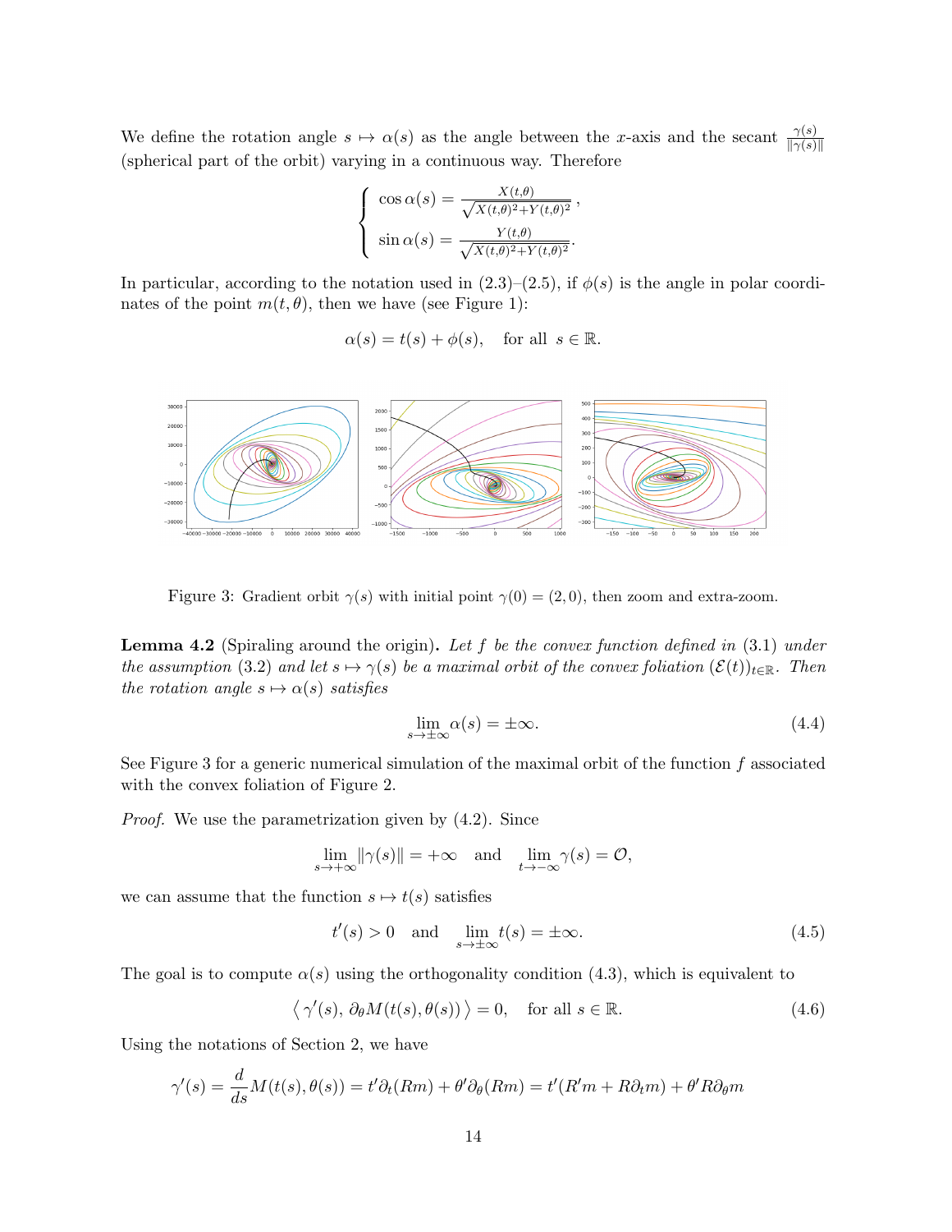We define the rotation angle $s \mapsto \alpha(s)$ as the angle between the $x$-axis and the secant $\frac{\gamma(s)}{\|\gamma(s)\|}$ (spherical part of the orbit) varying in a continuous way. Therefore

$$\begin{cases} \cos\alpha(s) = \frac{X(t,\theta)}{\sqrt{X(t,\theta)^2+Y(t,\theta)^2}}\,, \\ \sin\alpha(s) = \frac{Y(t,\theta)}{\sqrt{X(t,\theta)^2+Y(t,\theta)^2}}. \end{cases}$$

In particular, according to the notation used in (2.3)–(2.5), if $\phi(s)$ is the angle in polar coordinates of the point $m(t,\theta)$, then we have (see Figure 1):

$$\alpha(s) = t(s) + \phi(s), \quad \text{for all } s \in \mathbb{R}.$$

Figure 3: Gradient orbit $\gamma(s)$ with initial point $\gamma(0) = (2,0)$, then zoom and extra-zoom.

**Lemma 4.2** (Spiraling around the origin)**.** *Let $f$ be the convex function defined in* (3.1) *under the assumption* (3.2) *and let $s \mapsto \gamma(s)$ be a maximal orbit of the convex foliation $(\mathcal{E}(t))_{t\in\mathbb{R}}$. Then the rotation angle $s \mapsto \alpha(s)$ satisfies*

$$\lim_{s\to\pm\infty} \alpha(s) = \pm\infty. \tag{4.4}$$

See Figure 3 for a generic numerical simulation of the maximal orbit of the function $f$ associated with the convex foliation of Figure 2.

*Proof.* We use the parametrization given by (4.2). Since

$$\lim_{s\to+\infty} \|\gamma(s)\| = +\infty \quad \text{and} \quad \lim_{t\to-\infty} \gamma(s) = \mathcal{O},$$

we can assume that the function $s \mapsto t(s)$ satisfies

$$t'(s) > 0 \quad \text{and} \quad \lim_{s\to\pm\infty} t(s) = \pm\infty. \tag{4.5}$$

The goal is to compute $\alpha(s)$ using the orthogonality condition (4.3), which is equivalent to

$$\left\langle \gamma'(s),\, \partial_\theta M(t(s),\theta(s)) \right\rangle = 0, \quad \text{for all } s \in \mathbb{R}. \tag{4.6}$$

Using the notations of Section 2, we have

$$\gamma'(s) = \frac{d}{ds} M(t(s),\theta(s)) = t'\partial_t(Rm) + \theta'\partial_\theta(Rm) = t'(R'm + R\partial_t m) + \theta' R\partial_\theta m$$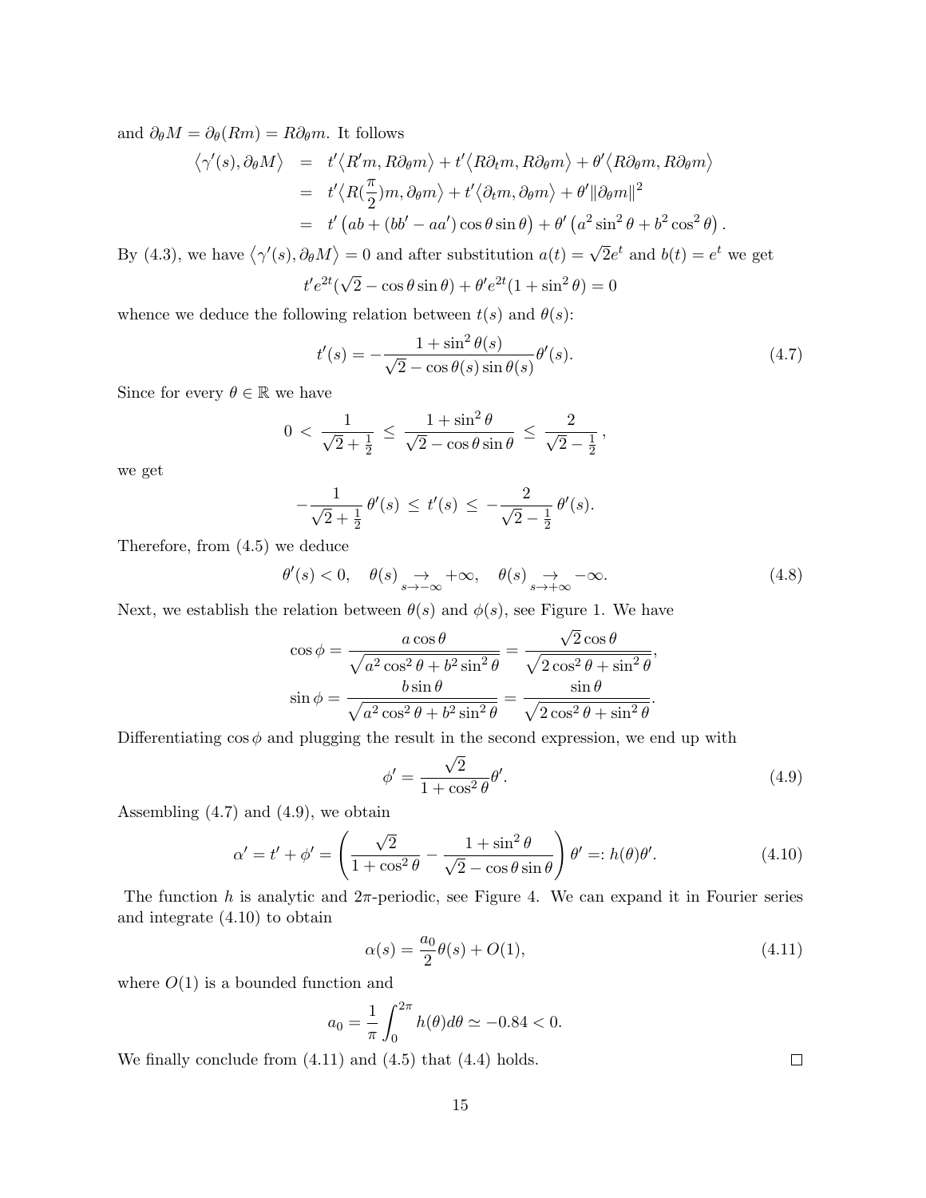and $\partial_\theta M = \partial_\theta(Rm) = R\partial_\theta m$. It follows

$$
\begin{aligned}
\langle \gamma'(s), \partial_\theta M \rangle &= t'\langle R'm, R\partial_\theta m\rangle + t'\langle R\partial_t m, R\partial_\theta m\rangle + \theta'\langle R\partial_\theta m, R\partial_\theta m\rangle \\
&= t'\langle R(\tfrac{\pi}{2})m, \partial_\theta m\rangle + t'\langle \partial_t m, \partial_\theta m\rangle + \theta'\|\partial_\theta m\|^2 \\
&= t'\left(ab + (bb' - aa')\cos\theta\sin\theta\right) + \theta'\left(a^2\sin^2\theta + b^2\cos^2\theta\right).
\end{aligned}
$$

By (4.3), we have $\langle \gamma'(s), \partial_\theta M\rangle = 0$ and after substitution $a(t) = \sqrt{2}e^t$ and $b(t) = e^t$ we get

$$
t'e^{2t}(\sqrt{2} - \cos\theta\sin\theta) + \theta' e^{2t}(1 + \sin^2\theta) = 0
$$

whence we deduce the following relation between $t(s)$ and $\theta(s)$:

$$
t'(s) = -\frac{1 + \sin^2\theta(s)}{\sqrt{2} - \cos\theta(s)\sin\theta(s)}\theta'(s). \tag{4.7}
$$

Since for every $\theta \in \mathbb{R}$ we have

$$
0 \;<\; \frac{1}{\sqrt{2} + \frac{1}{2}} \;\leq\; \frac{1 + \sin^2\theta}{\sqrt{2} - \cos\theta\sin\theta} \;\leq\; \frac{2}{\sqrt{2} - \frac{1}{2}}\,,
$$

we get

$$
-\frac{1}{\sqrt{2} + \frac{1}{2}}\,\theta'(s) \;\leq\; t'(s) \;\leq\; -\frac{2}{\sqrt{2} - \frac{1}{2}}\,\theta'(s).
$$

Therefore, from (4.5) we deduce

$$
\theta'(s) < 0, \quad \theta(s) \underset{s\to-\infty}{\to} +\infty, \quad \theta(s) \underset{s\to+\infty}{\to} -\infty. \tag{4.8}
$$

Next, we establish the relation between $\theta(s)$ and $\phi(s)$, see Figure 1. We have

$$
\begin{aligned}
\cos\phi &= \frac{a\cos\theta}{\sqrt{a^2\cos^2\theta + b^2\sin^2\theta}} = \frac{\sqrt{2}\cos\theta}{\sqrt{2\cos^2\theta + \sin^2\theta}}, \\
\sin\phi &= \frac{b\sin\theta}{\sqrt{a^2\cos^2\theta + b^2\sin^2\theta}} = \frac{\sin\theta}{\sqrt{2\cos^2\theta + \sin^2\theta}}.
\end{aligned}
$$

Differentiating $\cos\phi$ and plugging the result in the second expression, we end up with

$$
\phi' = \frac{\sqrt{2}}{1 + \cos^2\theta}\theta'. \tag{4.9}
$$

Assembling (4.7) and (4.9), we obtain

$$
\alpha' = t' + \phi' = \left(\frac{\sqrt{2}}{1 + \cos^2\theta} - \frac{1 + \sin^2\theta}{\sqrt{2} - \cos\theta\sin\theta}\right)\theta' =: h(\theta)\theta'. \tag{4.10}
$$

The function $h$ is analytic and $2\pi$-periodic, see Figure 4. We can expand it in Fourier series and integrate (4.10) to obtain

$$
\alpha(s) = \frac{a_0}{2}\theta(s) + O(1), \tag{4.11}
$$

where $O(1)$ is a bounded function and

$$
a_0 = \frac{1}{\pi}\int_0^{2\pi} h(\theta)d\theta \simeq -0.84 < 0.
$$

We finally conclude from (4.11) and (4.5) that (4.4) holds. $\square$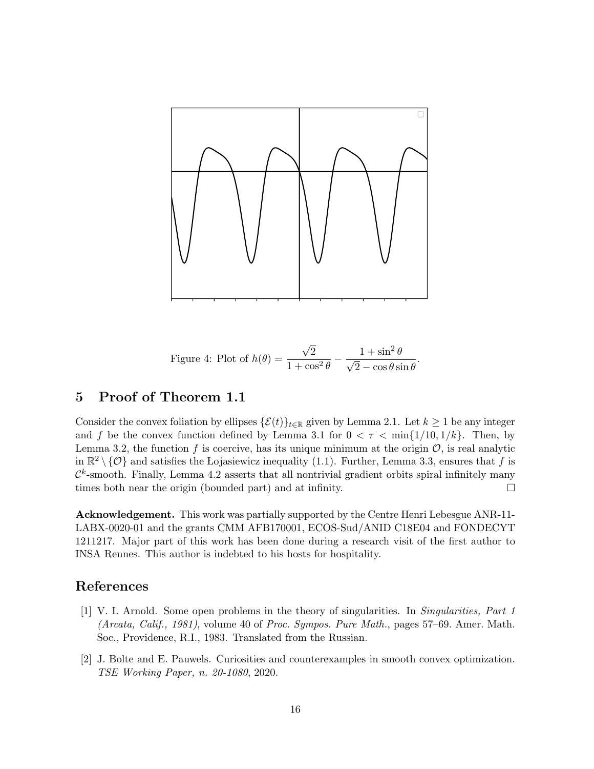Figure 4: Plot of $h(\theta) = \dfrac{\sqrt{2}}{1+\cos^2\theta} - \dfrac{1+\sin^2\theta}{\sqrt{2}-\cos\theta\sin\theta}$.

## 5 Proof of Theorem 1.1

Consider the convex foliation by ellipses $\{\mathcal{E}(t)\}_{t\in\mathbb{R}}$ given by Lemma 2.1. Let $k \geq 1$ be any integer and $f$ be the convex function defined by Lemma 3.1 for $0 < \tau < \min\{1/10, 1/k\}$. Then, by Lemma 3.2, the function $f$ is coercive, has its unique minimum at the origin $\mathcal{O}$, is real analytic in $\mathbb{R}^2 \setminus \{\mathcal{O}\}$ and satisfies the Łojasiewicz inequality (1.1). Further, Lemma 3.3, ensures that $f$ is $\mathcal{C}^k$-smooth. Finally, Lemma 4.2 asserts that all nontrivial gradient orbits spiral infinitely many times both near the origin (bounded part) and at infinity. $\square$

**Acknowledgement.** This work was partially supported by the Centre Henri Lebesgue ANR-11-LABX-0020-01 and the grants CMM AFB170001, ECOS-Sud/ANID C18E04 and FONDECYT 1211217. Major part of this work has been done during a research visit of the first author to INSA Rennes. This author is indebted to his hosts for hospitality.

## References

[1] V. I. Arnold. Some open problems in the theory of singularities. In *Singularities, Part 1 (Arcata, Calif., 1981)*, volume 40 of *Proc. Sympos. Pure Math.*, pages 57–69. Amer. Math. Soc., Providence, R.I., 1983. Translated from the Russian.

[2] J. Bolte and E. Pauwels. Curiosities and counterexamples in smooth convex optimization. *TSE Working Paper, n. 20-1080*, 2020.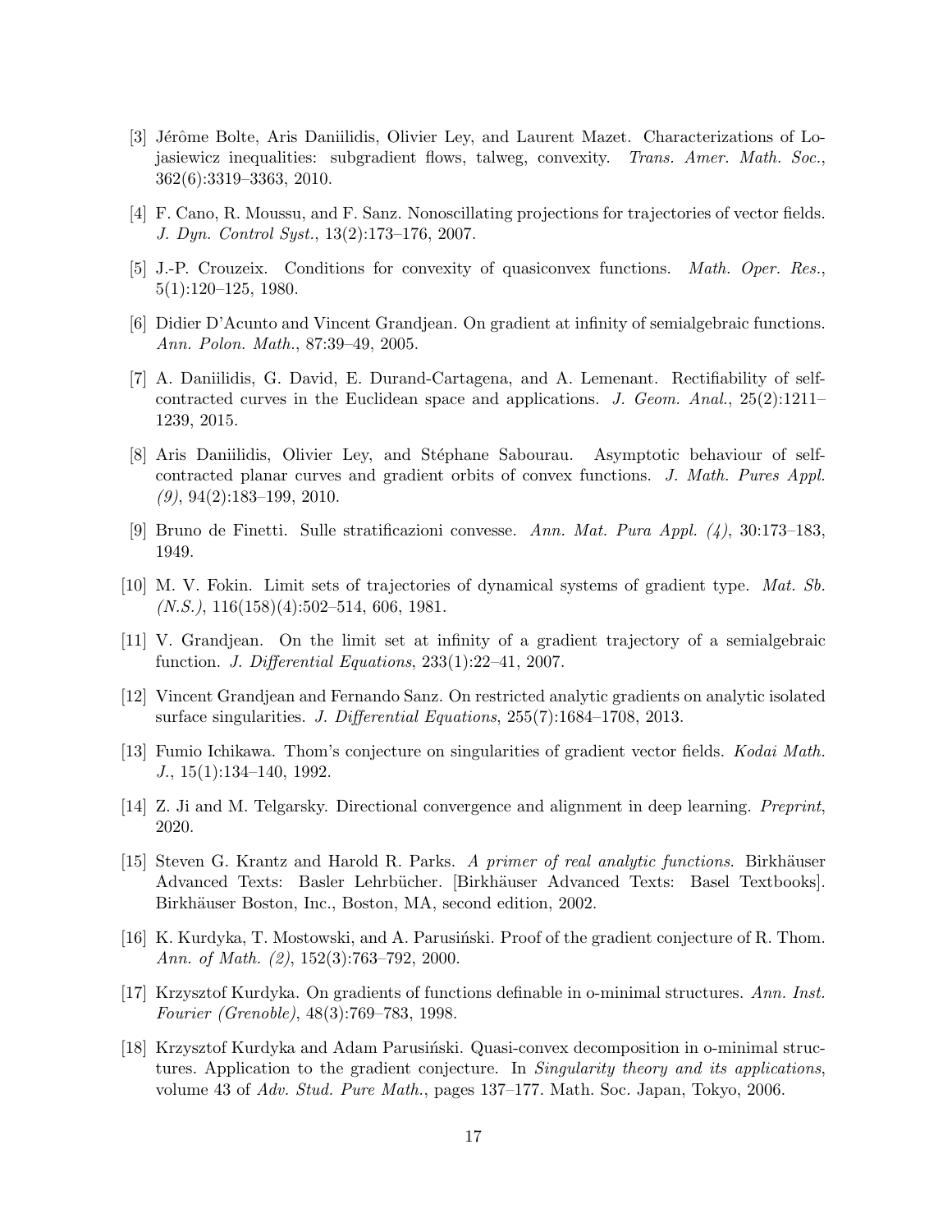[3] Jérôme Bolte, Aris Daniilidis, Olivier Ley, and Laurent Mazet. Characterizations of Lojasiewicz inequalities: subgradient flows, talweg, convexity. *Trans. Amer. Math. Soc.*, 362(6):3319–3363, 2010.

[4] F. Cano, R. Moussu, and F. Sanz. Nonoscillating projections for trajectories of vector fields. *J. Dyn. Control Syst.*, 13(2):173–176, 2007.

[5] J.-P. Crouzeix. Conditions for convexity of quasiconvex functions. *Math. Oper. Res.*, 5(1):120–125, 1980.

[6] Didier D'Acunto and Vincent Grandjean. On gradient at infinity of semialgebraic functions. *Ann. Polon. Math.*, 87:39–49, 2005.

[7] A. Daniilidis, G. David, E. Durand-Cartagena, and A. Lemenant. Rectifiability of self-contracted curves in the Euclidean space and applications. *J. Geom. Anal.*, 25(2):1211–1239, 2015.

[8] Aris Daniilidis, Olivier Ley, and Stéphane Sabourau. Asymptotic behaviour of self-contracted planar curves and gradient orbits of convex functions. *J. Math. Pures Appl. (9)*, 94(2):183–199, 2010.

[9] Bruno de Finetti. Sulle stratificazioni convesse. *Ann. Mat. Pura Appl. (4)*, 30:173–183, 1949.

[10] M. V. Fokin. Limit sets of trajectories of dynamical systems of gradient type. *Mat. Sb. (N.S.)*, 116(158)(4):502–514, 606, 1981.

[11] V. Grandjean. On the limit set at infinity of a gradient trajectory of a semialgebraic function. *J. Differential Equations*, 233(1):22–41, 2007.

[12] Vincent Grandjean and Fernando Sanz. On restricted analytic gradients on analytic isolated surface singularities. *J. Differential Equations*, 255(7):1684–1708, 2013.

[13] Fumio Ichikawa. Thom's conjecture on singularities of gradient vector fields. *Kodai Math. J.*, 15(1):134–140, 1992.

[14] Z. Ji and M. Telgarsky. Directional convergence and alignment in deep learning. *Preprint*, 2020.

[15] Steven G. Krantz and Harold R. Parks. *A primer of real analytic functions*. Birkhäuser Advanced Texts: Basler Lehrbücher. [Birkhäuser Advanced Texts: Basel Textbooks]. Birkhäuser Boston, Inc., Boston, MA, second edition, 2002.

[16] K. Kurdyka, T. Mostowski, and A. Parusiński. Proof of the gradient conjecture of R. Thom. *Ann. of Math. (2)*, 152(3):763–792, 2000.

[17] Krzysztof Kurdyka. On gradients of functions definable in o-minimal structures. *Ann. Inst. Fourier (Grenoble)*, 48(3):769–783, 1998.

[18] Krzysztof Kurdyka and Adam Parusiński. Quasi-convex decomposition in o-minimal structures. Application to the gradient conjecture. In *Singularity theory and its applications*, volume 43 of *Adv. Stud. Pure Math.*, pages 137–177. Math. Soc. Japan, Tokyo, 2006.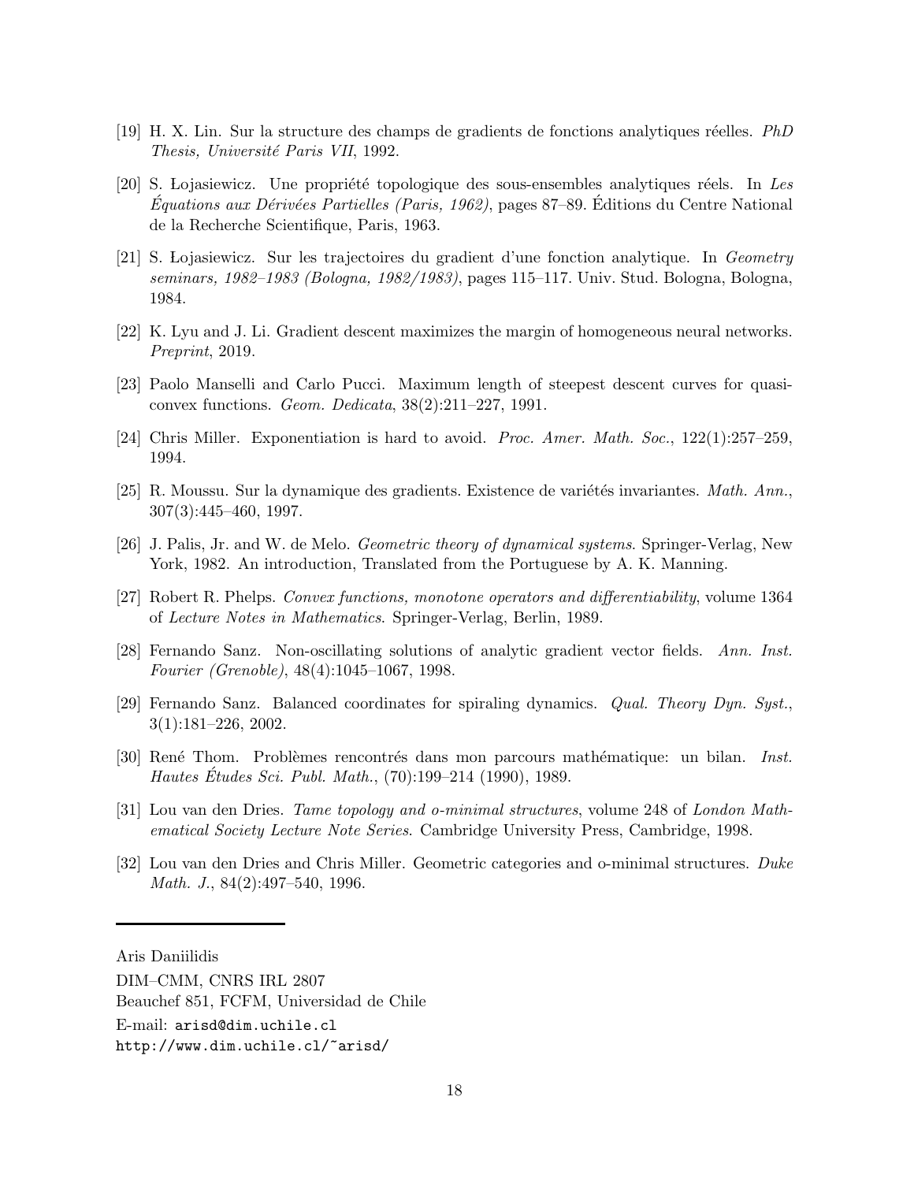[19] H. X. Lin. Sur la structure des champs de gradients de fonctions analytiques réelles. *PhD Thesis, Université Paris VII*, 1992.

[20] S. Łojasiewicz. Une propriété topologique des sous-ensembles analytiques réels. In *Les Équations aux Dérivées Partielles (Paris, 1962)*, pages 87–89. Éditions du Centre National de la Recherche Scientifique, Paris, 1963.

[21] S. Łojasiewicz. Sur les trajectoires du gradient d'une fonction analytique. In *Geometry seminars, 1982–1983 (Bologna, 1982/1983)*, pages 115–117. Univ. Stud. Bologna, Bologna, 1984.

[22] K. Lyu and J. Li. Gradient descent maximizes the margin of homogeneous neural networks. *Preprint*, 2019.

[23] Paolo Manselli and Carlo Pucci. Maximum length of steepest descent curves for quasi-convex functions. *Geom. Dedicata*, 38(2):211–227, 1991.

[24] Chris Miller. Exponentiation is hard to avoid. *Proc. Amer. Math. Soc.*, 122(1):257–259, 1994.

[25] R. Moussu. Sur la dynamique des gradients. Existence de variétés invariantes. *Math. Ann.*, 307(3):445–460, 1997.

[26] J. Palis, Jr. and W. de Melo. *Geometric theory of dynamical systems*. Springer-Verlag, New York, 1982. An introduction, Translated from the Portuguese by A. K. Manning.

[27] Robert R. Phelps. *Convex functions, monotone operators and differentiability*, volume 1364 of *Lecture Notes in Mathematics*. Springer-Verlag, Berlin, 1989.

[28] Fernando Sanz. Non-oscillating solutions of analytic gradient vector fields. *Ann. Inst. Fourier (Grenoble)*, 48(4):1045–1067, 1998.

[29] Fernando Sanz. Balanced coordinates for spiraling dynamics. *Qual. Theory Dyn. Syst.*, 3(1):181–226, 2002.

[30] René Thom. Problèmes rencontrés dans mon parcours mathématique: un bilan. *Inst. Hautes Études Sci. Publ. Math.*, (70):199–214 (1990), 1989.

[31] Lou van den Dries. *Tame topology and o-minimal structures*, volume 248 of *London Mathematical Society Lecture Note Series*. Cambridge University Press, Cambridge, 1998.

[32] Lou van den Dries and Chris Miller. Geometric categories and o-minimal structures. *Duke Math. J.*, 84(2):497–540, 1996.

---

Aris Daniilidis

DIM–CMM, CNRS IRL 2807

Beauchef 851, FCFM, Universidad de Chile

E-mail: `arisd@dim.uchile.cl`

`http://www.dim.uchile.cl/~arisd/`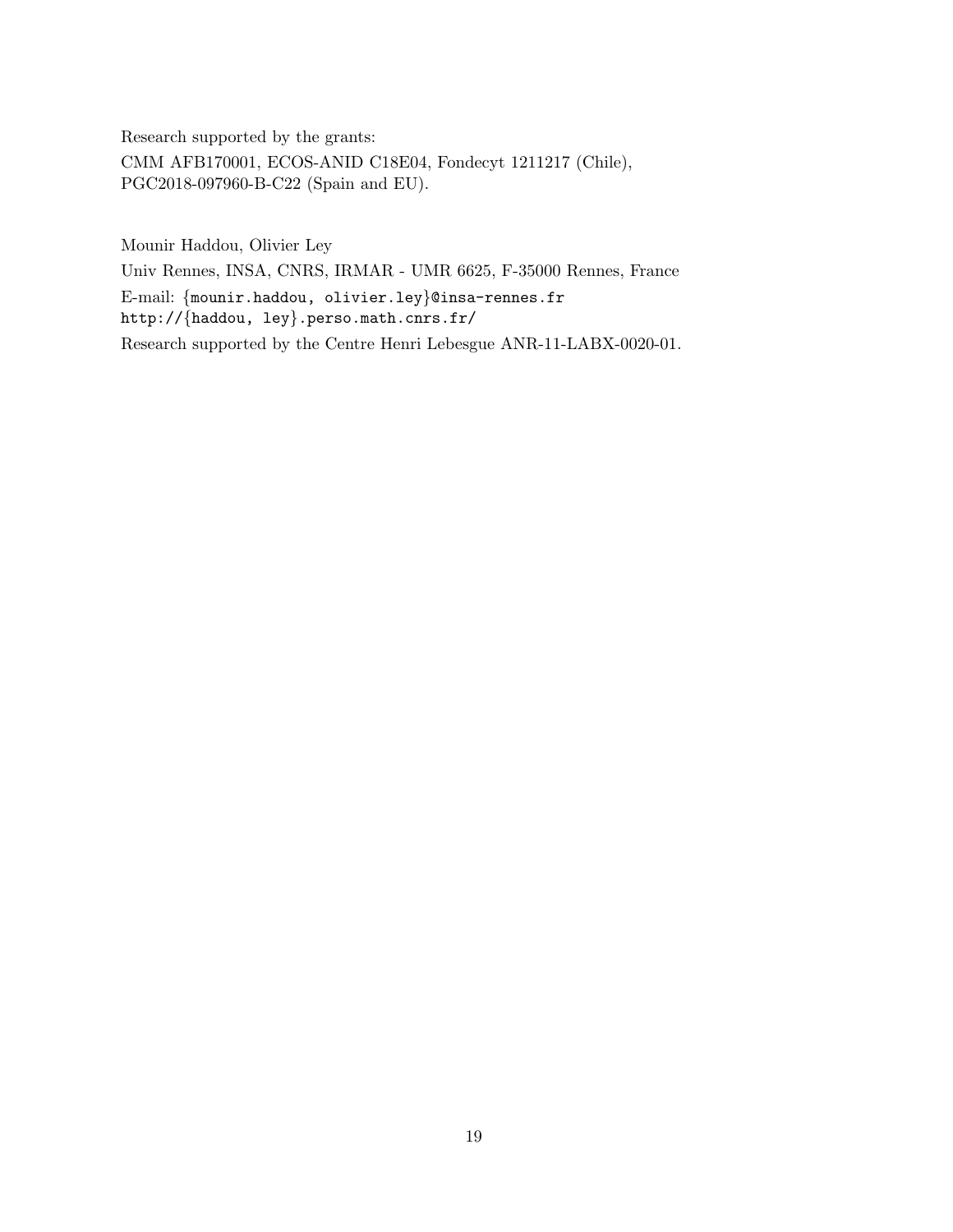Research supported by the grants:
CMM AFB170001, ECOS-ANID C18E04, Fondecyt 1211217 (Chile), PGC2018-097960-B-C22 (Spain and EU).

Mounir Haddou, Olivier Ley

Univ Rennes, INSA, CNRS, IRMAR - UMR 6625, F-35000 Rennes, France

E-mail: {`mounir.haddou, olivier.ley`}`@insa-rennes.fr`
`http://`{`haddou, ley`}`.perso.math.cnrs.fr/`

Research supported by the Centre Henri Lebesgue ANR-11-LABX-0020-01.